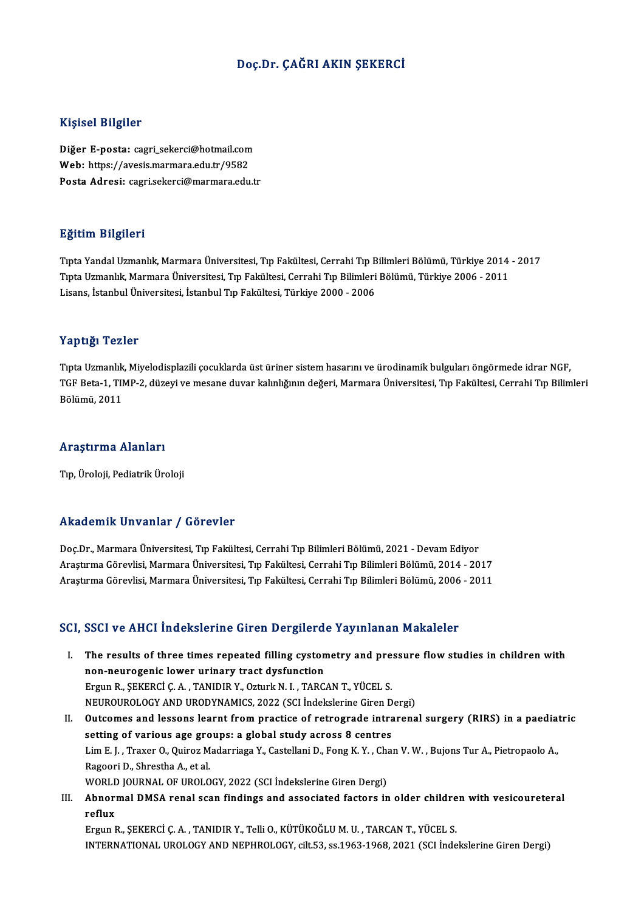# Doç.Dr. ÇAĞRI AKIN ŞEKERCİ

## Kişisel Bilgiler

**Diğer E-posta:** cagri_sekerci@hotmail.com
**Web:** https://avesis.marmara.edu.tr/9582
**Posta Adresi:** cagri.sekerci@marmara.edu.tr

## Eğitim Bilgileri

Tıpta Yandal Uzmanlık, Marmara Üniversitesi, Tıp Fakültesi, Cerrahi Tıp Bilimleri Bölümü, Türkiye 2014 - 2017
Tıpta Uzmanlık, Marmara Üniversitesi, Tıp Fakültesi, Cerrahi Tıp Bilimleri Bölümü, Türkiye 2006 - 2011
Lisans, İstanbul Üniversitesi, İstanbul Tıp Fakültesi, Türkiye 2000 - 2006

## Yaptığı Tezler

Tıpta Uzmanlık, Miyelodisplazili çocuklarda üst üriner sistem hasarını ve ürodinamik bulguları öngörmede idrar NGF, TGF Beta-1, TIMP-2, düzeyi ve mesane duvar kalınlığının değeri, Marmara Üniversitesi, Tıp Fakültesi, Cerrahi Tıp Bilimleri Bölümü, 2011

## Araştırma Alanları

Tıp, Üroloji, Pediatrik Üroloji

## Akademik Unvanlar / Görevler

Doç.Dr., Marmara Üniversitesi, Tıp Fakültesi, Cerrahi Tıp Bilimleri Bölümü, 2021 - Devam Ediyor
Araştırma Görevlisi, Marmara Üniversitesi, Tıp Fakültesi, Cerrahi Tıp Bilimleri Bölümü, 2014 - 2017
Araştırma Görevlisi, Marmara Üniversitesi, Tıp Fakültesi, Cerrahi Tıp Bilimleri Bölümü, 2006 - 2011

## SCI, SSCI ve AHCI İndekslerine Giren Dergilerde Yayınlanan Makaleler

I. **The results of three times repeated filling cystometry and pressure flow studies in children with non-neurogenic lower urinary tract dysfunction**
Ergun R., ŞEKERCİ Ç. A. , TANIDIR Y., Ozturk N. I. , TARCAN T., YÜCEL S.
NEUROUROLOGY AND URODYNAMICS, 2022 (SCI İndekslerine Giren Dergi)

II. **Outcomes and lessons learnt from practice of retrograde intrarenal surgery (RIRS) in a paediatric setting of various age groups: a global study across 8 centres**
Lim E. J. , Traxer O., Quiroz Madarriaga Y., Castellani D., Fong K. Y. , Chan V. W. , Bujons Tur A., Pietropaolo A., Ragoori D., Shrestha A., et al.
WORLD JOURNAL OF UROLOGY, 2022 (SCI İndekslerine Giren Dergi)

III. **Abnormal DMSA renal scan findings and associated factors in older children with vesicoureteral reflux**
Ergun R., ŞEKERCİ Ç. A. , TANIDIR Y., Telli O., KÜTÜKOĞLU M. U. , TARCAN T., YÜCEL S.
INTERNATIONAL UROLOGY AND NEPHROLOGY, cilt.53, ss.1963-1968, 2021 (SCI İndekslerine Giren Dergi)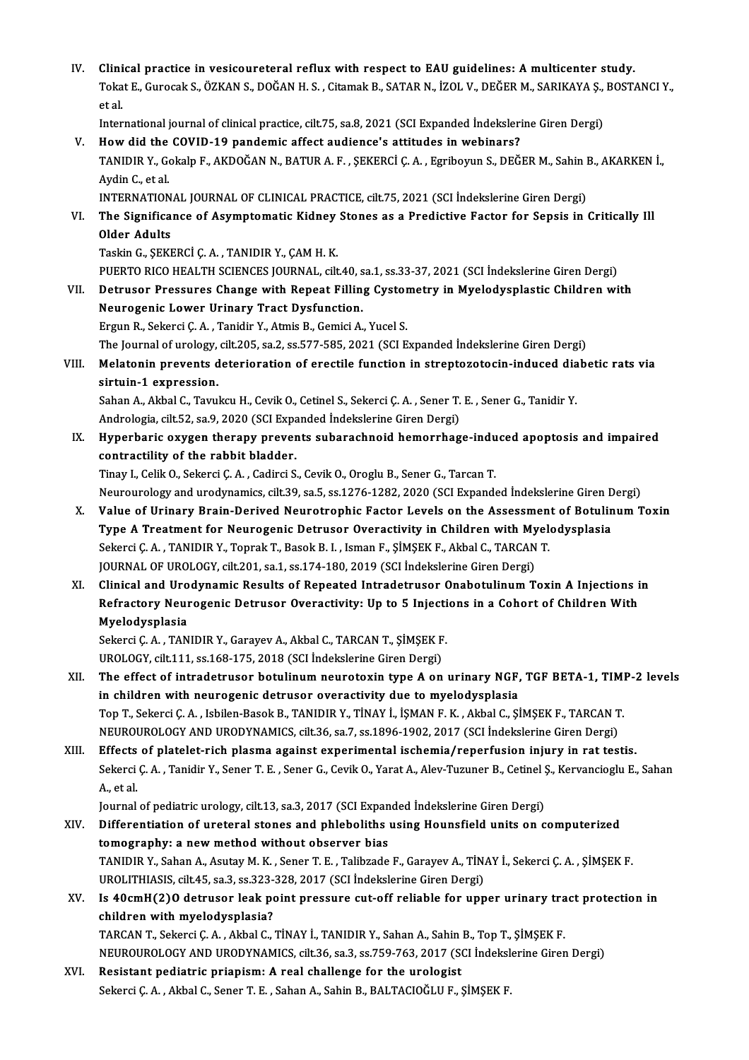IV. **Clinical practice in vesicoureteral reflux with respect to EAU guidelines: A multicenter study.**
Tokat E., Gurocak S., ÖZKAN S., DOĞAN H. S. , Citamak B., SATAR N., İZOL V., DEĞER M., SARIKAYA Ş., BOSTANCI Y., et al.
International journal of clinical practice, cilt.75, sa.8, 2021 (SCI Expanded İndekslerine Giren Dergi)

V. **How did the COVID-19 pandemic affect audience's attitudes in webinars?**
TANIDIR Y., Gokalp F., AKDOĞAN N., BATUR A. F. , ŞEKERCİ Ç. A. , Egriboyun S., DEĞER M., Sahin B., AKARKEN İ., Aydin C., et al.
INTERNATIONAL JOURNAL OF CLINICAL PRACTICE, cilt.75, 2021 (SCI İndekslerine Giren Dergi)

VI. **The Significance of Asymptomatic Kidney Stones as a Predictive Factor for Sepsis in Critically Ill Older Adults**
Taskin G., ŞEKERCİ Ç. A. , TANIDIR Y., ÇAM H. K.
PUERTO RICO HEALTH SCIENCES JOURNAL, cilt.40, sa.1, ss.33-37, 2021 (SCI İndekslerine Giren Dergi)

VII. **Detrusor Pressures Change with Repeat Filling Cystometry in Myelodysplastic Children with Neurogenic Lower Urinary Tract Dysfunction.**
Ergun R., Sekerci Ç. A. , Tanidir Y., Atmis B., Gemici A., Yucel S.
The Journal of urology, cilt.205, sa.2, ss.577-585, 2021 (SCI Expanded İndekslerine Giren Dergi)

VIII. **Melatonin prevents deterioration of erectile function in streptozotocin-induced diabetic rats via sirtuin-1 expression.**
Sahan A., Akbal C., Tavukcu H., Cevik O., Cetinel S., Sekerci Ç. A. , Sener T. E. , Sener G., Tanidir Y.
Andrologia, cilt.52, sa.9, 2020 (SCI Expanded İndekslerine Giren Dergi)

IX. **Hyperbaric oxygen therapy prevents subarachnoid hemorrhage-induced apoptosis and impaired contractility of the rabbit bladder.**
Tinay I., Celik O., Sekerci Ç. A. , Cadirci S., Cevik O., Oroglu B., Sener G., Tarcan T.
Neurourology and urodynamics, cilt.39, sa.5, ss.1276-1282, 2020 (SCI Expanded İndekslerine Giren Dergi)

X. **Value of Urinary Brain-Derived Neurotrophic Factor Levels on the Assessment of Botulinum Toxin Type A Treatment for Neurogenic Detrusor Overactivity in Children with Myelodysplasia**
Sekerci Ç. A. , TANIDIR Y., Toprak T., Basok B. I. , Isman F., ŞİMŞEK F., Akbal C., TARCAN T.
JOURNAL OF UROLOGY, cilt.201, sa.1, ss.174-180, 2019 (SCI İndekslerine Giren Dergi)

XI. **Clinical and Urodynamic Results of Repeated Intradetrusor Onabotulinum Toxin A Injections in Refractory Neurogenic Detrusor Overactivity: Up to 5 Injections in a Cohort of Children With Myelodysplasia**
Sekerci Ç. A. , TANIDIR Y., Garayev A., Akbal C., TARCAN T., ŞİMŞEK F.
UROLOGY, cilt.111, ss.168-175, 2018 (SCI İndekslerine Giren Dergi)

XII. **The effect of intradetrusor botulinum neurotoxin type A on urinary NGF, TGF BETA-1, TIMP-2 levels in children with neurogenic detrusor overactivity due to myelodysplasia**
Top T., Sekerci Ç. A. , Isbilen-Basok B., TANIDIR Y., TİNAY İ., İŞMAN F. K. , Akbal C., ŞİMŞEK F., TARCAN T.
NEUROUROLOGY AND URODYNAMICS, cilt.36, sa.7, ss.1896-1902, 2017 (SCI İndekslerine Giren Dergi)

XIII. **Effects of platelet-rich plasma against experimental ischemia/reperfusion injury in rat testis.**
Sekerci Ç. A. , Tanidir Y., Sener T. E. , Sener G., Cevik O., Yarat A., Alev-Tuzuner B., Cetinel Ş., Kervancioglu E., Sahan A., et al.
Journal of pediatric urology, cilt.13, sa.3, 2017 (SCI Expanded İndekslerine Giren Dergi)

XIV. **Differentiation of ureteral stones and phleboliths using Hounsfield units on computerized tomography: a new method without observer bias**
TANIDIR Y., Sahan A., Asutay M. K. , Sener T. E. , Talibzade F., Garayev A., TİNAY İ., Sekerci Ç. A. , ŞİMŞEK F.
UROLITHIASIS, cilt.45, sa.3, ss.323-328, 2017 (SCI İndekslerine Giren Dergi)

XV. **Is 40cmH(2)O detrusor leak point pressure cut-off reliable for upper urinary tract protection in children with myelodysplasia?**
TARCAN T., Sekerci Ç. A. , Akbal C., TİNAY İ., TANIDIR Y., Sahan A., Sahin B., Top T., ŞİMŞEK F.
NEUROUROLOGY AND URODYNAMICS, cilt.36, sa.3, ss.759-763, 2017 (SCI İndekslerine Giren Dergi)

XVI. **Resistant pediatric priapism: A real challenge for the urologist**
Sekerci Ç. A. , Akbal C., Sener T. E. , Sahan A., Sahin B., BALTACIOĞLU F., ŞİMŞEK F.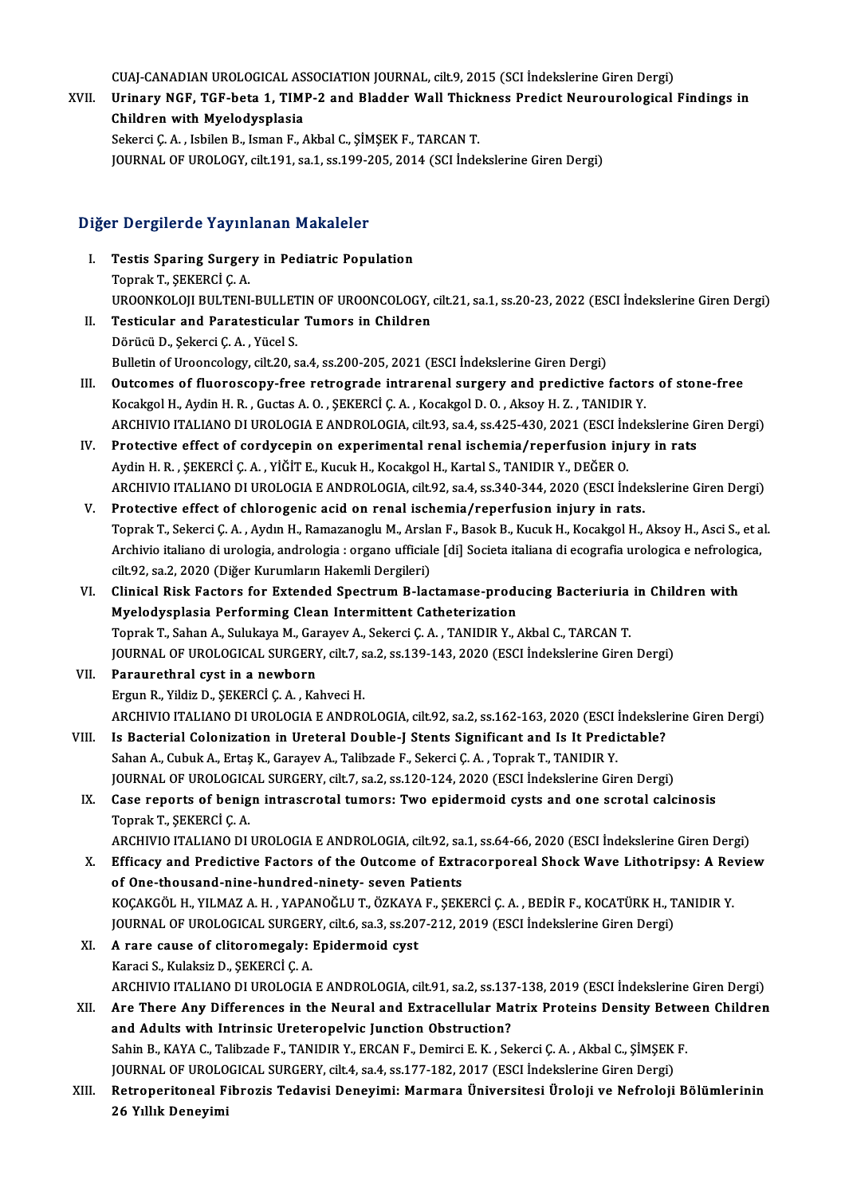CUAJ-CANADIAN UROLOGICAL ASSOCIATION JOURNAL, cilt.9, 2015 (SCI İndekslerine Giren Dergi)

XVII. **Urinary NGF, TGF-beta 1, TIMP-2 and Bladder Wall Thickness Predict Neurourological Findings in Children with Myelodysplasia**
Sekerci Ç. A. , Isbilen B., Isman F., Akbal C., ŞİMŞEK F., TARCAN T.
JOURNAL OF UROLOGY, cilt.191, sa.1, ss.199-205, 2014 (SCI İndekslerine Giren Dergi)

## Diğer Dergilerde Yayınlanan Makaleler

I. **Testis Sparing Surgery in Pediatric Population**
Toprak T., ŞEKERCİ Ç. A.
UROONKOLOJI BULTENI-BULLETIN OF UROONCOLOGY, cilt.21, sa.1, ss.20-23, 2022 (ESCI İndekslerine Giren Dergi)

II. **Testicular and Paratesticular Tumors in Children**
Dörücü D., Şekerci Ç. A. , Yücel S.
Bulletin of Urooncology, cilt.20, sa.4, ss.200-205, 2021 (ESCI İndekslerine Giren Dergi)

III. **Outcomes of fluoroscopy-free retrograde intrarenal surgery and predictive factors of stone-free**
Kocakgol H., Aydin H. R. , Guctas A. O. , ŞEKERCİ Ç. A. , Kocakgol D. O. , Aksoy H. Z. , TANIDIR Y.
ARCHIVIO ITALIANO DI UROLOGIA E ANDROLOGIA, cilt.93, sa.4, ss.425-430, 2021 (ESCI İndekslerine Giren Dergi)

IV. **Protective effect of cordycepin on experimental renal ischemia/reperfusion injury in rats**
Aydin H. R. , ŞEKERCİ Ç. A. , YİĞİT E., Kucuk H., Kocakgol H., Kartal S., TANIDIR Y., DEĞER O.
ARCHIVIO ITALIANO DI UROLOGIA E ANDROLOGIA, cilt.92, sa.4, ss.340-344, 2020 (ESCI İndekslerine Giren Dergi)

V. **Protective effect of chlorogenic acid on renal ischemia/reperfusion injury in rats.**
Toprak T., Sekerci Ç. A. , Aydın H., Ramazanoglu M., Arslan F., Basok B., Kucuk H., Kocakgol H., Aksoy H., Asci S., et al.
Archivio italiano di urologia, andrologia : organo ufficiale [di] Societa italiana di ecografia urologica e nefrologica, cilt.92, sa.2, 2020 (Diğer Kurumların Hakemli Dergileri)

VI. **Clinical Risk Factors for Extended Spectrum B-lactamase-producing Bacteriuria in Children with Myelodysplasia Performing Clean Intermittent Catheterization**
Toprak T., Sahan A., Sulukaya M., Garayev A., Sekerci Ç. A. , TANIDIR Y., Akbal C., TARCAN T.
JOURNAL OF UROLOGICAL SURGERY, cilt.7, sa.2, ss.139-143, 2020 (ESCI İndekslerine Giren Dergi)

VII. **Paraurethral cyst in a newborn**
Ergun R., Yildiz D., ŞEKERCİ Ç. A. , Kahveci H.
ARCHIVIO ITALIANO DI UROLOGIA E ANDROLOGIA, cilt.92, sa.2, ss.162-163, 2020 (ESCI İndekslerine Giren Dergi)

VIII. **Is Bacterial Colonization in Ureteral Double-J Stents Significant and Is It Predictable?**
Sahan A., Cubuk A., Ertaş K., Garayev A., Talibzade F., Sekerci Ç. A. , Toprak T., TANIDIR Y.
JOURNAL OF UROLOGICAL SURGERY, cilt.7, sa.2, ss.120-124, 2020 (ESCI İndekslerine Giren Dergi)

IX. **Case reports of benign intrascrotal tumors: Two epidermoid cysts and one scrotal calcinosis**
Toprak T., ŞEKERCİ Ç. A.
ARCHIVIO ITALIANO DI UROLOGIA E ANDROLOGIA, cilt.92, sa.1, ss.64-66, 2020 (ESCI İndekslerine Giren Dergi)

X. **Efficacy and Predictive Factors of the Outcome of Extracorporeal Shock Wave Lithotripsy: A Review of One-thousand-nine-hundred-ninety- seven Patients**
KOÇAKGÖL H., YILMAZ A. H. , YAPANOĞLU T., ÖZKAYA F., ŞEKERCİ Ç. A. , BEDİR F., KOCATÜRK H., TANIDIR Y.
JOURNAL OF UROLOGICAL SURGERY, cilt.6, sa.3, ss.207-212, 2019 (ESCI İndekslerine Giren Dergi)

XI. **A rare cause of clitoromegaly: Epidermoid cyst**
Karaci S., Kulaksiz D., ŞEKERCİ Ç. A.
ARCHIVIO ITALIANO DI UROLOGIA E ANDROLOGIA, cilt.91, sa.2, ss.137-138, 2019 (ESCI İndekslerine Giren Dergi)

XII. **Are There Any Differences in the Neural and Extracellular Matrix Proteins Density Between Children and Adults with Intrinsic Ureteropelvic Junction Obstruction?**
Sahin B., KAYA C., Talibzade F., TANIDIR Y., ERCAN F., Demirci E. K. , Sekerci Ç. A. , Akbal C., ŞİMŞEK F.
JOURNAL OF UROLOGICAL SURGERY, cilt.4, sa.4, ss.177-182, 2017 (ESCI İndekslerine Giren Dergi)

XIII. **Retroperitoneal Fibrozis Tedavisi Deneyimi: Marmara Üniversitesi Üroloji ve Nefroloji Bölümlerinin 26 Yıllık Deneyimi**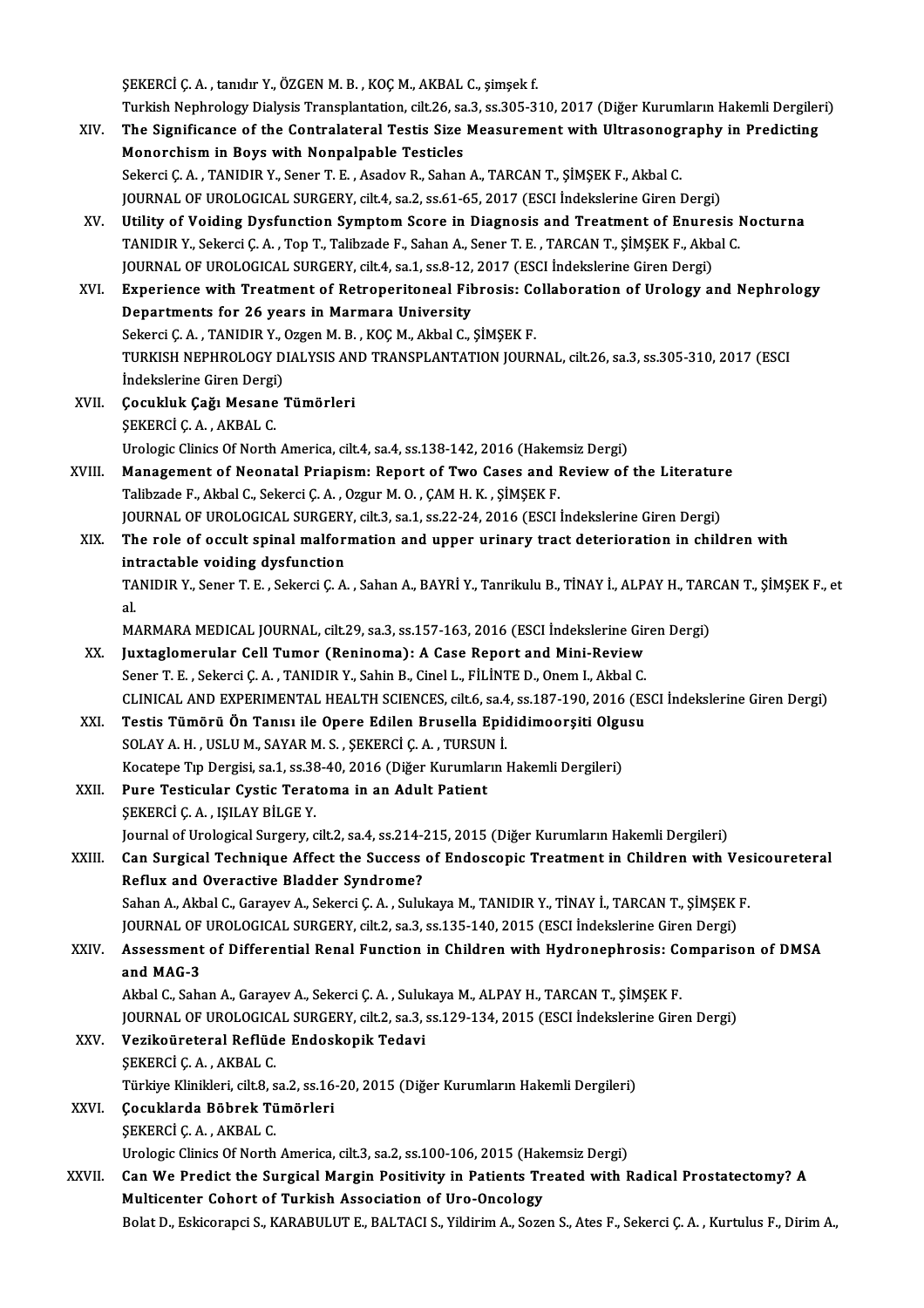ŞEKERCİ Ç. A. , tanıdır Y., ÖZGEN M. B. , KOÇ M., AKBAL C., şimşek f.
Turkish Nephrology Dialysis Transplantation, cilt.26, sa.3, ss.305-310, 2017 (Diğer Kurumların Hakemli Dergileri)

XIV. **The Significance of the Contralateral Testis Size Measurement with Ultrasonography in Predicting Monorchism in Boys with Nonpalpable Testicles**
Sekerci Ç. A. , TANIDIR Y., Sener T. E. , Asadov R., Sahan A., TARCAN T., ŞİMŞEK F., Akbal C.
JOURNAL OF UROLOGICAL SURGERY, cilt.4, sa.2, ss.61-65, 2017 (ESCI İndekslerine Giren Dergi)

XV. **Utility of Voiding Dysfunction Symptom Score in Diagnosis and Treatment of Enuresis Nocturna**
TANIDIR Y., Sekerci Ç. A. , Top T., Talibzade F., Sahan A., Sener T. E. , TARCAN T., ŞİMŞEK F., Akbal C.
JOURNAL OF UROLOGICAL SURGERY, cilt.4, sa.1, ss.8-12, 2017 (ESCI İndekslerine Giren Dergi)

XVI. **Experience with Treatment of Retroperitoneal Fibrosis: Collaboration of Urology and Nephrology Departments for 26 years in Marmara University**
Sekerci Ç. A. , TANIDIR Y., Ozgen M. B. , KOÇ M., Akbal C., ŞİMŞEK F.
TURKISH NEPHROLOGY DIALYSIS AND TRANSPLANTATION JOURNAL, cilt.26, sa.3, ss.305-310, 2017 (ESCI İndekslerine Giren Dergi)

XVII. **Çocukluk Çağı Mesane Tümörleri**
ŞEKERCİ Ç. A. , AKBAL C.
Urologic Clinics Of North America, cilt.4, sa.4, ss.138-142, 2016 (Hakemsiz Dergi)

XVIII. **Management of Neonatal Priapism: Report of Two Cases and Review of the Literature**
Talibzade F., Akbal C., Sekerci Ç. A. , Ozgur M. O. , ÇAM H. K. , ŞİMŞEK F.
JOURNAL OF UROLOGICAL SURGERY, cilt.3, sa.1, ss.22-24, 2016 (ESCI İndekslerine Giren Dergi)

XIX. **The role of occult spinal malformation and upper urinary tract deterioration in children with intractable voiding dysfunction**
TANIDIR Y., Sener T. E. , Sekerci Ç. A. , Sahan A., BAYRİ Y., Tanrikulu B., TİNAY İ., ALPAY H., TARCAN T., ŞİMŞEK F., et al.
MARMARA MEDICAL JOURNAL, cilt.29, sa.3, ss.157-163, 2016 (ESCI İndekslerine Giren Dergi)

XX. **Juxtaglomerular Cell Tumor (Reninoma): A Case Report and Mini-Review**
Sener T. E. , Sekerci Ç. A. , TANIDIR Y., Sahin B., Cinel L., FİLİNTE D., Onem I., Akbal C.
CLINICAL AND EXPERIMENTAL HEALTH SCIENCES, cilt.6, sa.4, ss.187-190, 2016 (ESCI İndekslerine Giren Dergi)

XXI. **Testis Tümörü Ön Tanısı ile Opere Edilen Brusella Epididimoorşiti Olgusu**
SOLAY A. H. , USLU M., SAYAR M. S. , ŞEKERCİ Ç. A. , TURSUN İ.
Kocatepe Tıp Dergisi, sa.1, ss.38-40, 2016 (Diğer Kurumların Hakemli Dergileri)

XXII. **Pure Testicular Cystic Teratoma in an Adult Patient**
ŞEKERCİ Ç. A. , IŞILAY BİLGE Y.
Journal of Urological Surgery, cilt.2, sa.4, ss.214-215, 2015 (Diğer Kurumların Hakemli Dergileri)

XXIII. **Can Surgical Technique Affect the Success of Endoscopic Treatment in Children with Vesicoureteral Reflux and Overactive Bladder Syndrome?**
Sahan A., Akbal C., Garayev A., Sekerci Ç. A. , Sulukaya M., TANIDIR Y., TİNAY İ., TARCAN T., ŞİMŞEK F.
JOURNAL OF UROLOGICAL SURGERY, cilt.2, sa.3, ss.135-140, 2015 (ESCI İndekslerine Giren Dergi)

XXIV. **Assessment of Differential Renal Function in Children with Hydronephrosis: Comparison of DMSA and MAG-3**
Akbal C., Sahan A., Garayev A., Sekerci Ç. A. , Sulukaya M., ALPAY H., TARCAN T., ŞİMŞEK F.
JOURNAL OF UROLOGICAL SURGERY, cilt.2, sa.3, ss.129-134, 2015 (ESCI İndekslerine Giren Dergi)

XXV. **Vezikoüreteral Reflüde Endoskopik Tedavi**
ŞEKERCİ Ç. A. , AKBAL C.
Türkiye Klinikleri, cilt.8, sa.2, ss.16-20, 2015 (Diğer Kurumların Hakemli Dergileri)

XXVI. **Çocuklarda Böbrek Tümörleri**
ŞEKERCİ Ç. A. , AKBAL C.
Urologic Clinics Of North America, cilt.3, sa.2, ss.100-106, 2015 (Hakemsiz Dergi)

XXVII. **Can We Predict the Surgical Margin Positivity in Patients Treated with Radical Prostatectomy? A Multicenter Cohort of Turkish Association of Uro-Oncology**
Bolat D., Eskicorapci S., KARABULUT E., BALTACI S., Yildirim A., Sozen S., Ates F., Sekerci Ç. A. , Kurtulus F., Dirim A.,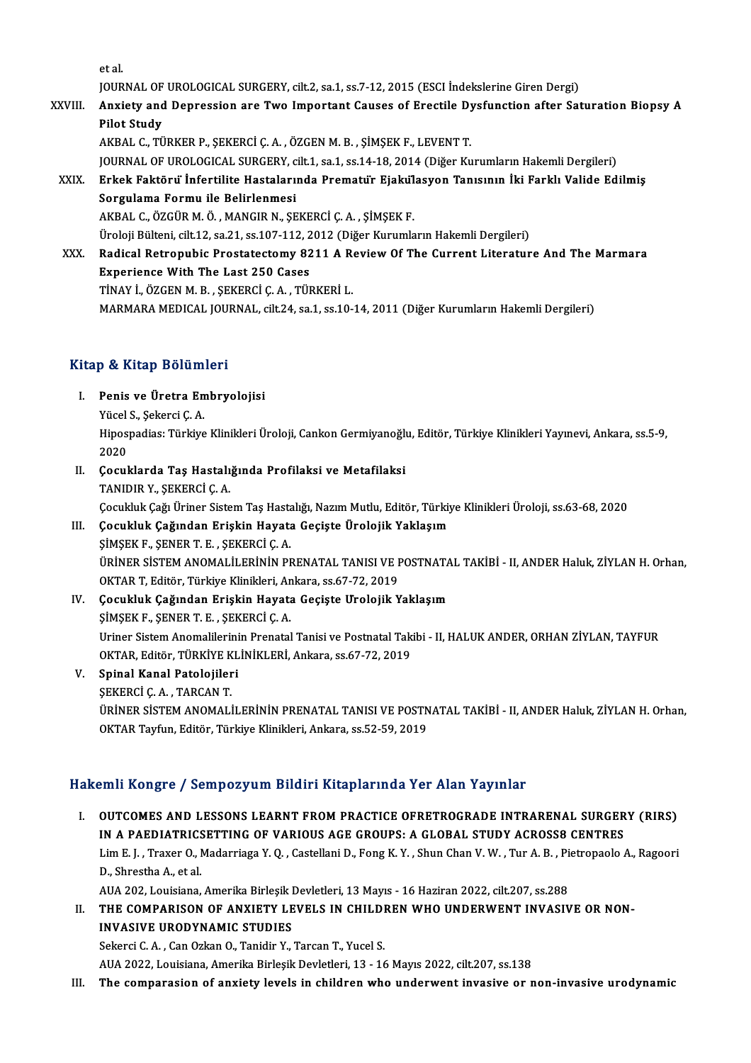et al.
JOURNAL OF UROLOGICAL SURGERY, cilt.2, sa.1, ss.7-12, 2015 (ESCI İndekslerine Giren Dergi)

XXVIII. **Anxiety and Depression are Two Important Causes of Erectile Dysfunction after Saturation Biopsy A Pilot Study**
AKBAL C., TÜRKER P., ŞEKERCİ Ç. A. , ÖZGEN M. B. , ŞİMŞEK F., LEVENT T.
JOURNAL OF UROLOGICAL SURGERY, cilt.1, sa.1, ss.14-18, 2014 (Diğer Kurumların Hakemli Dergileri)

XXIX. **Erkek Faktörü İnfertilite Hastalarında Prematür Ejakülasyon Tanısının İki Farklı Valide Edilmiş Sorgulama Formu ile Belirlenmesi**
AKBAL C., ÖZGÜR M. Ö. , MANGIR N., ŞEKERCİ Ç. A. , ŞİMŞEK F.
Üroloji Bülteni, cilt.12, sa.21, ss.107-112, 2012 (Diğer Kurumların Hakemli Dergileri)

XXX. **Radical Retropubic Prostatectomy 8211 A Review Of The Current Literature And The Marmara Experience With The Last 250 Cases**
TİNAY İ., ÖZGEN M. B. , ŞEKERCİ Ç. A. , TÜRKERİ L.
MARMARA MEDICAL JOURNAL, cilt.24, sa.1, ss.10-14, 2011 (Diğer Kurumların Hakemli Dergileri)

## Kitap & Kitap Bölümleri

I. **Penis ve Üretra Embryolojisi**
Yücel S., Şekerci Ç. A.
Hipospadias: Türkiye Klinikleri Üroloji, Cankon Germiyanoğlu, Editör, Türkiye Klinikleri Yayınevi, Ankara, ss.5-9, 2020

II. **Çocuklarda Taş Hastalığında Profilaksi ve Metafilaksi**
TANIDIR Y., ŞEKERCİ Ç. A.
Çocukluk Çağı Üriner Sistem Taş Hastalığı, Nazım Mutlu, Editör, Türkiye Klinikleri Üroloji, ss.63-68, 2020

III. **Çocukluk Çağından Erişkin Hayata Geçişte Ürolojik Yaklaşım**
ŞİMŞEK F., ŞENER T. E. , ŞEKERCİ Ç. A.
ÜRİNER SİSTEM ANOMALİLERİNİN PRENATAL TANISI VE POSTNATAL TAKİBİ - II, ANDER Haluk, ZİYLAN H. Orhan, OKTAR T, Editör, Türkiye Klinikleri, Ankara, ss.67-72, 2019

IV. **Çocukluk Çağından Erişkin Hayata Geçişte Urolojik Yaklaşım**
ŞİMŞEK F., ŞENER T. E. , ŞEKERCİ Ç. A.
Uriner Sistem Anomalilerinin Prenatal Tanisi ve Postnatal Takibi - II, HALUK ANDER, ORHAN ZİYLAN, TAYFUR OKTAR, Editör, TÜRKİYE KLİNİKLERİ, Ankara, ss.67-72, 2019

V. **Spinal Kanal Patolojileri**
ŞEKERCİ Ç. A. , TARCAN T.
ÜRİNER SİSTEM ANOMALİLERİNİN PRENATAL TANISI VE POSTNATAL TAKİBİ - II, ANDER Haluk, ZİYLAN H. Orhan, OKTAR Tayfun, Editör, Türkiye Klinikleri, Ankara, ss.52-59, 2019

## Hakemli Kongre / Sempozyum Bildiri Kitaplarında Yer Alan Yayınlar

I. **OUTCOMES AND LESSONS LEARNT FROM PRACTICE OFRETROGRADE INTRARENAL SURGERY (RIRS) IN A PAEDIATRICSETTING OF VARIOUS AGE GROUPS: A GLOBAL STUDY ACROSS8 CENTRES**
Lim E. J. , Traxer O., Madarriaga Y. Q. , Castellani D., Fong K. Y. , Shun Chan V. W. , Tur A. B. , Pietropaolo A., Ragoori D., Shrestha A., et al.
AUA 202, Louisiana, Amerika Birleşik Devletleri, 13 Mayıs - 16 Haziran 2022, cilt.207, ss.288

II. **THE COMPARISON OF ANXIETY LEVELS IN CHILDREN WHO UNDERWENT INVASIVE OR NON-INVASIVE URODYNAMIC STUDIES**
Sekerci C. A. , Can Ozkan O., Tanidir Y., Tarcan T., Yucel S.
AUA 2022, Louisiana, Amerika Birleşik Devletleri, 13 - 16 Mayıs 2022, cilt.207, ss.138

III. **The comparasion of anxiety levels in children who underwent invasive or non-invasive urodynamic**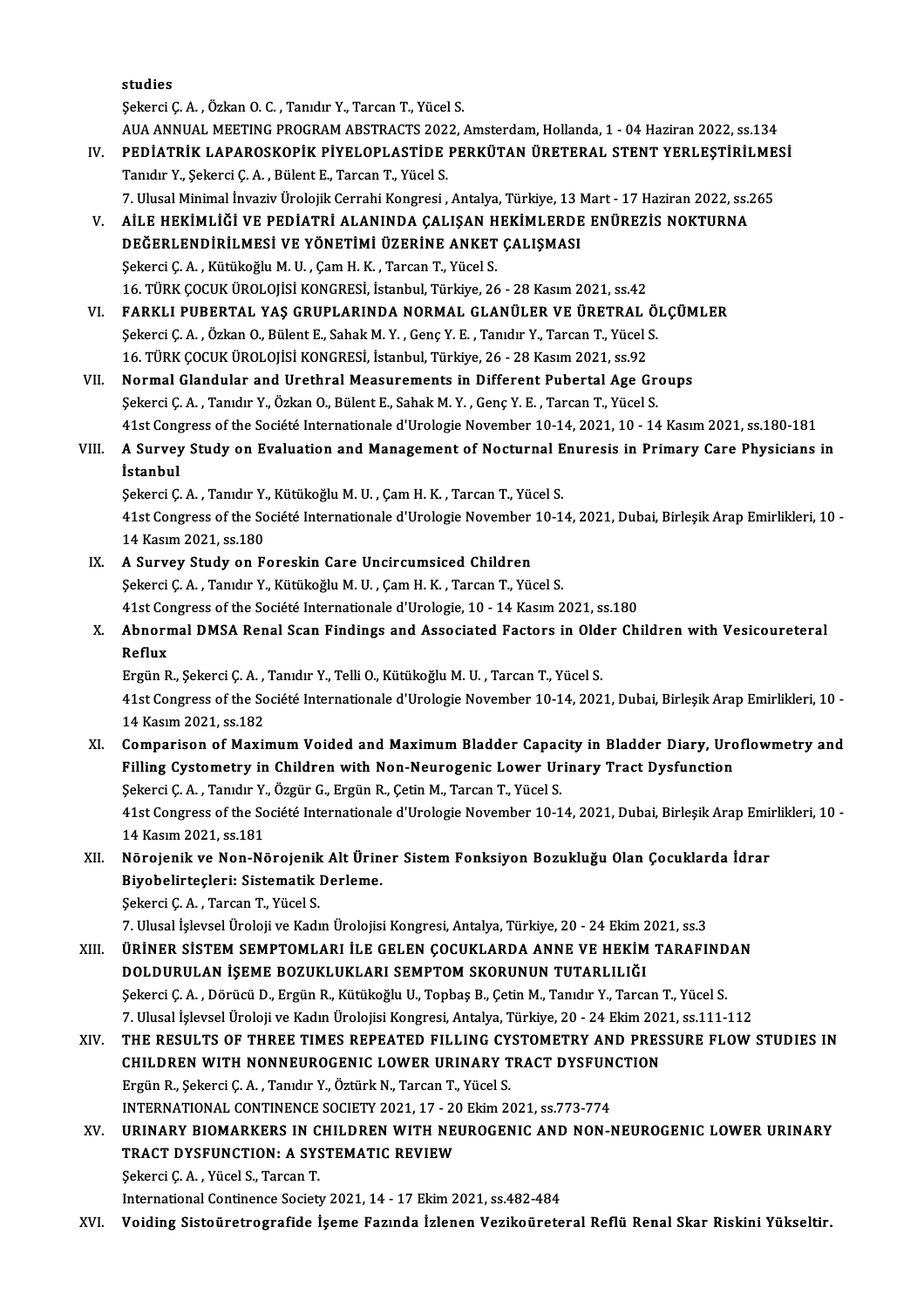studies

Şekerci Ç. A. , Özkan O. C. , Tanıdır Y., Tarcan T., Yücel S.

AUA ANNUAL MEETING PROGRAM ABSTRACTS 2022, Amsterdam, Hollanda, 1 - 04 Haziran 2022, ss.134

IV. **PEDİATRİK LAPAROSKOPİK PİYELOPLASTİDE PERKÜTAN ÜRETERAL STENT YERLEŞTİRİLMESİ**

Tanıdır Y., Şekerci Ç. A. , Bülent E., Tarcan T., Yücel S.

7. Ulusal Minimal İnvaziv Ürolojik Cerrahi Kongresi , Antalya, Türkiye, 13 Mart - 17 Haziran 2022, ss.265

V. **AİLE HEKİMLİĞİ VE PEDİATRİ ALANINDA ÇALIŞAN HEKİMLERDE ENÜREZİS NOKTURNA DEĞERLENDİRİLMESİ VE YÖNETİMİ ÜZERİNE ANKET ÇALIŞMASI**

Şekerci Ç. A. , Kütükoğlu M. U. , Çam H. K. , Tarcan T., Yücel S.

16. TÜRK ÇOCUK ÜROLOJİSİ KONGRESİ, İstanbul, Türkiye, 26 - 28 Kasım 2021, ss.42

VI. **FARKLI PUBERTAL YAŞ GRUPLARINDA NORMAL GLANÜLER VE ÜRETRAL ÖLÇÜMLER**

Şekerci Ç. A. , Özkan O., Bülent E., Sahak M. Y. , Genç Y. E. , Tanıdır Y., Tarcan T., Yücel S.

16. TÜRK ÇOCUK ÜROLOJİSİ KONGRESİ, İstanbul, Türkiye, 26 - 28 Kasım 2021, ss.92

VII. **Normal Glandular and Urethral Measurements in Different Pubertal Age Groups**

Şekerci Ç. A. , Tanıdır Y., Özkan O., Bülent E., Sahak M. Y. , Genç Y. E. , Tarcan T., Yücel S.

41st Congress of the Société Internationale d'Urologie November 10-14, 2021, 10 - 14 Kasım 2021, ss.180-181

VIII. **A Survey Study on Evaluation and Management of Nocturnal Enuresis in Primary Care Physicians in İstanbul**

Şekerci Ç. A. , Tanıdır Y., Kütükoğlu M. U. , Çam H. K. , Tarcan T., Yücel S.

41st Congress of the Société Internationale d'Urologie November 10-14, 2021, Dubai, Birleşik Arap Emirlikleri, 10 - 14 Kasım 2021, ss.180

IX. **A Survey Study on Foreskin Care Uncircumsiced Children**

Şekerci Ç. A. , Tanıdır Y., Kütükoğlu M. U. , Çam H. K. , Tarcan T., Yücel S.

41st Congress of the Société Internationale d'Urologie, 10 - 14 Kasım 2021, ss.180

X. **Abnormal DMSA Renal Scan Findings and Associated Factors in Older Children with Vesicoureteral Reflux**

Ergün R., Şekerci Ç. A. , Tanıdır Y., Telli O., Kütükoğlu M. U. , Tarcan T., Yücel S.

41st Congress of the Société Internationale d'Urologie November 10-14, 2021, Dubai, Birleşik Arap Emirlikleri, 10 - 14 Kasım 2021, ss.182

XI. **Comparison of Maximum Voided and Maximum Bladder Capacity in Bladder Diary, Uroflowmetry and Filling Cystometry in Children with Non-Neurogenic Lower Urinary Tract Dysfunction**

Şekerci Ç. A. , Tanıdır Y., Özgür G., Ergün R., Çetin M., Tarcan T., Yücel S.

41st Congress of the Société Internationale d'Urologie November 10-14, 2021, Dubai, Birleşik Arap Emirlikleri, 10 - 14 Kasım 2021, ss.181

XII. **Nörojenik ve Non-Nörojenik Alt Üriner Sistem Fonksiyon Bozukluğu Olan Çocuklarda İdrar Biyobelirteçleri: Sistematik Derleme.**

Şekerci Ç. A. , Tarcan T., Yücel S.

7. Ulusal İşlevsel Üroloji ve Kadın Ürolojisi Kongresi, Antalya, Türkiye, 20 - 24 Ekim 2021, ss.3

XIII. **ÜRİNER SİSTEM SEMPTOMLARI İLE GELEN ÇOCUKLARDA ANNE VE HEKİM TARAFINDAN DOLDURULAN İŞEME BOZUKLUKLARI SEMPTOM SKORUNUN TUTARLILIĞI**

Şekerci Ç. A. , Dörücü D., Ergün R., Kütükoğlu U., Topbaş B., Çetin M., Tanıdır Y., Tarcan T., Yücel S.

7. Ulusal İşlevsel Üroloji ve Kadın Ürolojisi Kongresi, Antalya, Türkiye, 20 - 24 Ekim 2021, ss.111-112

XIV. **THE RESULTS OF THREE TIMES REPEATED FILLING CYSTOMETRY AND PRESSURE FLOW STUDIES IN CHILDREN WITH NONNEUROGENIC LOWER URINARY TRACT DYSFUNCTION**

Ergün R., Şekerci Ç. A. , Tanıdır Y., Öztürk N., Tarcan T., Yücel S.

INTERNATIONAL CONTINENCE SOCIETY 2021, 17 - 20 Ekim 2021, ss.773-774

XV. **URINARY BIOMARKERS IN CHILDREN WITH NEUROGENIC AND NON-NEUROGENIC LOWER URINARY TRACT DYSFUNCTION: A SYSTEMATIC REVIEW**

Şekerci Ç. A. , Yücel S., Tarcan T.

International Continence Society 2021, 14 - 17 Ekim 2021, ss.482-484

XVI. **Voiding Sistoüretrografide İşeme Fazında İzlenen Vezikoüreteral Reflü Renal Skar Riskini Yükseltir.**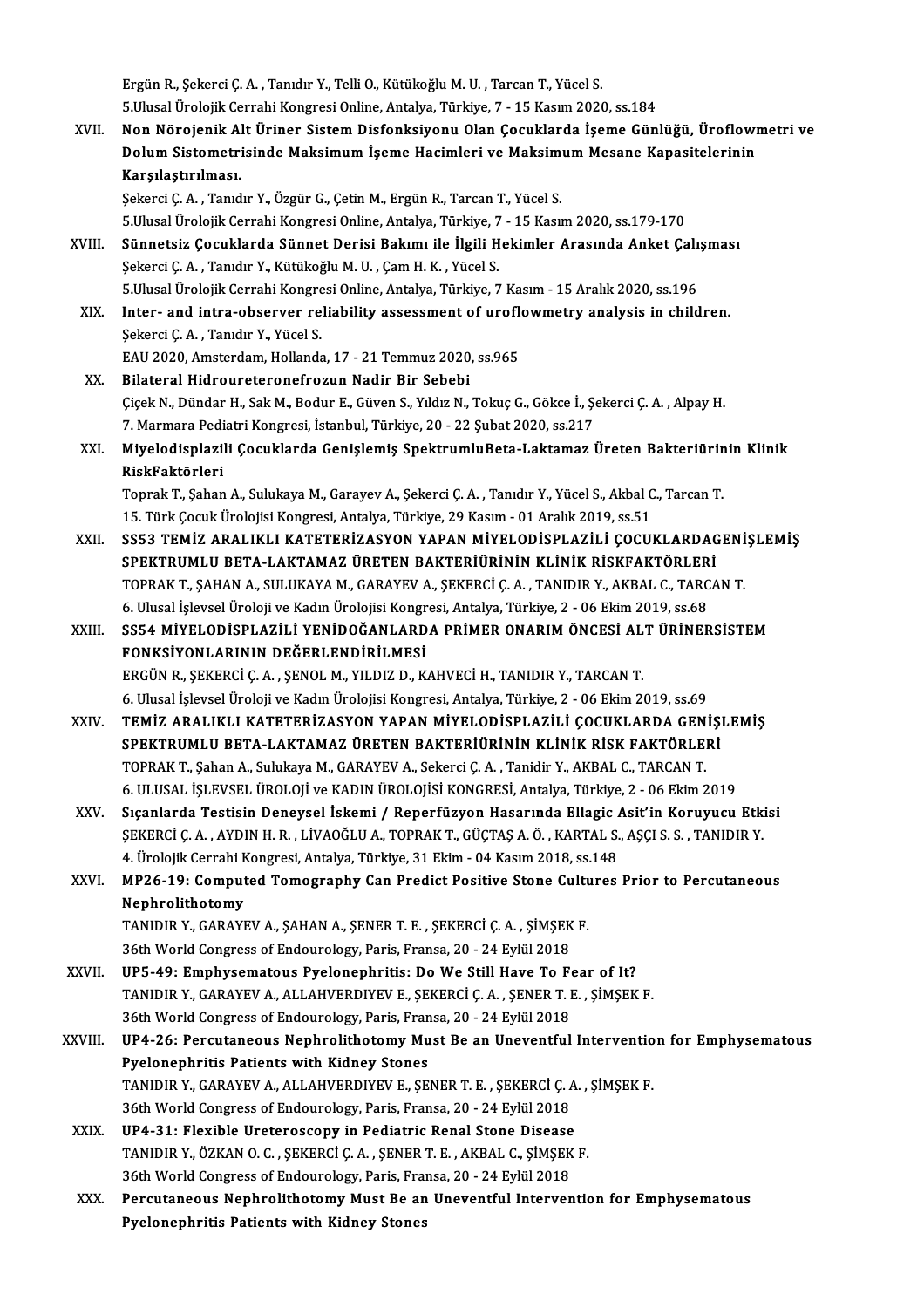Ergün R., Şekerci Ç. A. , Tanıdır Y., Telli O., Kütükoğlu M. U. , Tarcan T., Yücel S.
5.Ulusal Ürolojik Cerrahi Kongresi Online, Antalya, Türkiye, 7 - 15 Kasım 2020, ss.184

XVII. **Non Nörojenik Alt Üriner Sistem Disfonksiyonu Olan Çocuklarda İşeme Günlüğü, Üroflowmetri ve Dolum Sistometrisinde Maksimum İşeme Hacimleri ve Maksimum Mesane Kapasitelerinin Karşılaştırılması.**
Şekerci Ç. A. , Tanıdır Y., Özgür G., Çetin M., Ergün R., Tarcan T., Yücel S.
5.Ulusal Ürolojik Cerrahi Kongresi Online, Antalya, Türkiye, 7 - 15 Kasım 2020, ss.179-170

XVIII. **Sünnetsiz Çocuklarda Sünnet Derisi Bakımı ile İlgili Hekimler Arasında Anket Çalışması**
Şekerci Ç. A. , Tanıdır Y., Kütükoğlu M. U. , Çam H. K. , Yücel S.
5.Ulusal Ürolojik Cerrahi Kongresi Online, Antalya, Türkiye, 7 Kasım - 15 Aralık 2020, ss.196

XIX. **Inter- and intra-observer reliability assessment of uroflowmetry analysis in children.**
Şekerci Ç. A. , Tanıdır Y., Yücel S.
EAU 2020, Amsterdam, Hollanda, 17 - 21 Temmuz 2020, ss.965

XX. **Bilateral Hidroureteronefrozun Nadir Bir Sebebi**
Çiçek N., Dündar H., Sak M., Bodur E., Güven S., Yıldız N., Tokuç G., Gökce İ., Şekerci Ç. A. , Alpay H.
7. Marmara Pediatri Kongresi, İstanbul, Türkiye, 20 - 22 Şubat 2020, ss.217

XXI. **Miyelodisplazili Çocuklarda Genişlemiş SpektrumluBeta-Laktamaz Üreten Bakteriürinin Klinik RiskFaktörleri**
Toprak T., Şahan A., Sulukaya M., Garayev A., Şekerci Ç. A. , Tanıdır Y., Yücel S., Akbal C., Tarcan T.
15. Türk Çocuk Ürolojisi Kongresi, Antalya, Türkiye, 29 Kasım - 01 Aralık 2019, ss.51

XXII. **SS53 TEMİZ ARALIKLI KATETERİZASYON YAPAN MİYELODİSPLAZİLİ ÇOCUKLARDAGENİŞLEMİŞ SPEKTRUMLU BETA-LAKTAMAZ ÜRETEN BAKTERİÜRİNİN KLİNİK RİSKFAKTÖRLERİ**
TOPRAK T., ŞAHAN A., SULUKAYA M., GARAYEV A., ŞEKERCİ Ç. A. , TANIDIR Y., AKBAL C., TARCAN T.
6. Ulusal İşlevsel Üroloji ve Kadın Ürolojisi Kongresi, Antalya, Türkiye, 2 - 06 Ekim 2019, ss.68

XXIII. **SS54 MİYELODİSPLAZİLİ YENİDOĞANLARDA PRİMER ONARIM ÖNCESİ ALT ÜRİNERSİSTEM FONKSİYONLARININ DEĞERLENDİRİLMESİ**
ERGÜN R., ŞEKERCİ Ç. A. , ŞENOL M., YILDIZ D., KAHVECİ H., TANIDIR Y., TARCAN T.
6. Ulusal İşlevsel Üroloji ve Kadın Ürolojisi Kongresi, Antalya, Türkiye, 2 - 06 Ekim 2019, ss.69

XXIV. **TEMİZ ARALIKLI KATETERİZASYON YAPAN MİYELODİSPLAZİLİ ÇOCUKLARDA GENİŞLEMİŞ SPEKTRUMLU BETA-LAKTAMAZ ÜRETEN BAKTERİÜRİNİN KLİNİK RİSK FAKTÖRLERİ**
TOPRAK T., Şahan A., Sulukaya M., GARAYEV A., Sekerci Ç. A. , Tanidir Y., AKBAL C., TARCAN T.
6. ULUSAL İŞLEVSEL ÜROLOJİ ve KADIN ÜROLOJİSİ KONGRESİ, Antalya, Türkiye, 2 - 06 Ekim 2019

XXV. **Sıçanlarda Testisin Deneysel İskemi / Reperfüzyon Hasarında Ellagic Asit'in Koruyucu Etkisi**
ŞEKERCİ Ç. A. , AYDIN H. R. , LİVAOĞLU A., TOPRAK T., GÜÇTAŞ A. Ö. , KARTAL S., AŞÇI S. S. , TANIDIR Y.
4. Ürolojik Cerrahi Kongresi, Antalya, Türkiye, 31 Ekim - 04 Kasım 2018, ss.148

XXVI. **MP26-19: Computed Tomography Can Predict Positive Stone Cultures Prior to Percutaneous Nephrolithotomy**
TANIDIR Y., GARAYEV A., ŞAHAN A., ŞENER T. E. , ŞEKERCİ Ç. A. , ŞİMŞEK F.
36th World Congress of Endourology, Paris, Fransa, 20 - 24 Eylül 2018

XXVII. **UP5-49: Emphysematous Pyelonephritis: Do We Still Have To Fear of It?**
TANIDIR Y., GARAYEV A., ALLAHVERDIYEV E., ŞEKERCİ Ç. A. , ŞENER T. E. , ŞİMŞEK F.
36th World Congress of Endourology, Paris, Fransa, 20 - 24 Eylül 2018

XXVIII. **UP4-26: Percutaneous Nephrolithotomy Must Be an Uneventful Intervention for Emphysematous Pyelonephritis Patients with Kidney Stones**
TANIDIR Y., GARAYEV A., ALLAHVERDIYEV E., ŞENER T. E. , ŞEKERCİ Ç. A. , ŞİMŞEK F.
36th World Congress of Endourology, Paris, Fransa, 20 - 24 Eylül 2018

XXIX. **UP4-31: Flexible Ureteroscopy in Pediatric Renal Stone Disease**
TANIDIR Y., ÖZKAN O. C. , ŞEKERCİ Ç. A. , ŞENER T. E. , AKBAL C., ŞİMŞEK F.
36th World Congress of Endourology, Paris, Fransa, 20 - 24 Eylül 2018

XXX. **Percutaneous Nephrolithotomy Must Be an Uneventful Intervention for Emphysematous Pyelonephritis Patients with Kidney Stones**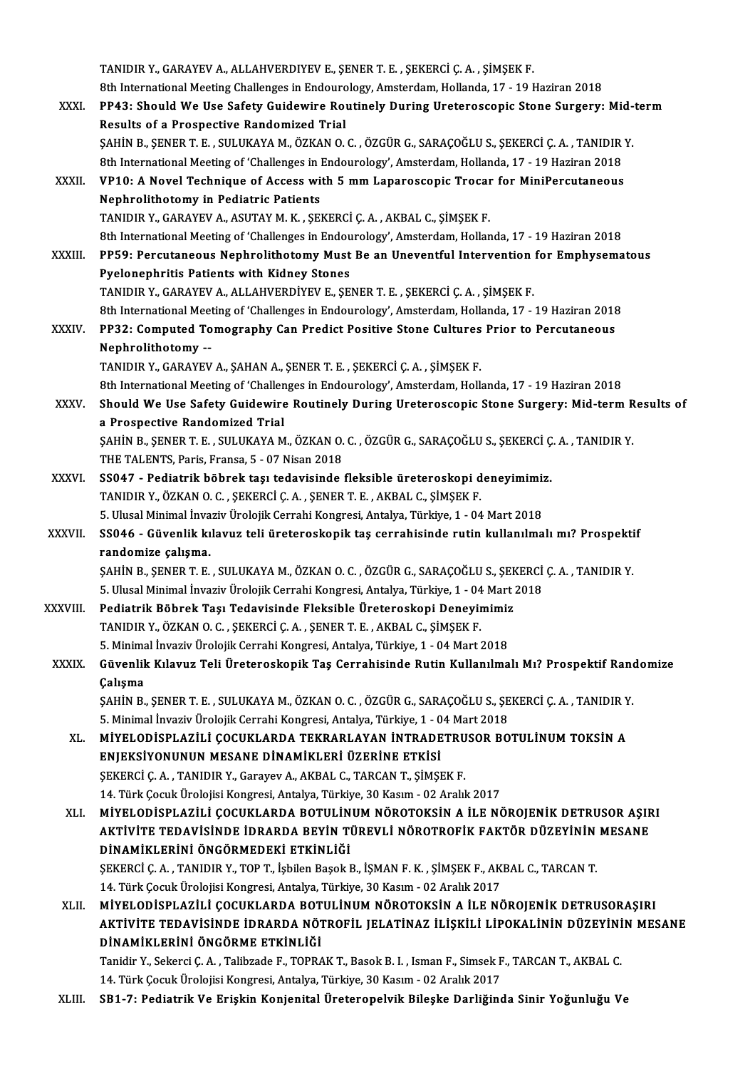TANIDIR Y., GARAYEV A., ALLAHVERDIYEV E., ŞENER T. E. , ŞEKERCİ Ç. A. , ŞİMŞEK F.
8th International Meeting Challenges in Endourology, Amsterdam, Hollanda, 17 - 19 Haziran 2018

XXXI. **PP43: Should We Use Safety Guidewire Routinely During Ureteroscopic Stone Surgery: Mid-term Results of a Prospective Randomized Trial**
ŞAHİN B., ŞENER T. E. , SULUKAYA M., ÖZKAN O. C. , ÖZGÜR G., SARAÇOĞLU S., ŞEKERCİ Ç. A. , TANIDIR Y.
8th International Meeting of 'Challenges in Endourology', Amsterdam, Hollanda, 17 - 19 Haziran 2018

XXXII. **VP10: A Novel Technique of Access with 5 mm Laparoscopic Trocar for MiniPercutaneous Nephrolithotomy in Pediatric Patients**
TANIDIR Y., GARAYEV A., ASUTAY M. K. , ŞEKERCİ Ç. A. , AKBAL C., ŞİMŞEK F.
8th International Meeting of 'Challenges in Endourology', Amsterdam, Hollanda, 17 - 19 Haziran 2018

XXXIII. **PP59: Percutaneous Nephrolithotomy Must Be an Uneventful Intervention for Emphysematous Pyelonephritis Patients with Kidney Stones**
TANIDIR Y., GARAYEV A., ALLAHVERDİYEV E., ŞENER T. E. , ŞEKERCİ Ç. A. , ŞİMŞEK F.
8th International Meeting of 'Challenges in Endourology', Amsterdam, Hollanda, 17 - 19 Haziran 2018

XXXIV. **PP32: Computed Tomography Can Predict Positive Stone Cultures Prior to Percutaneous Nephrolithotomy --**
TANIDIR Y., GARAYEV A., ŞAHAN A., ŞENER T. E. , ŞEKERCİ Ç. A. , ŞİMŞEK F.
8th International Meeting of 'Challenges in Endourology', Amsterdam, Hollanda, 17 - 19 Haziran 2018

XXXV. **Should We Use Safety Guidewire Routinely During Ureteroscopic Stone Surgery: Mid-term Results of a Prospective Randomized Trial**
ŞAHİN B., ŞENER T. E. , SULUKAYA M., ÖZKAN O. C. , ÖZGÜR G., SARAÇOĞLU S., ŞEKERCİ Ç. A. , TANIDIR Y.
THE TALENTS, Paris, Fransa, 5 - 07 Nisan 2018

XXXVI. **SS047 - Pediatrik böbrek taşı tedavisinde fleksible üreteroskopi deneyimimiz.**
TANIDIR Y., ÖZKAN O. C. , ŞEKERCİ Ç. A. , ŞENER T. E. , AKBAL C., ŞİMŞEK F.
5. Ulusal Minimal İnvaziv Ürolojik Cerrahi Kongresi, Antalya, Türkiye, 1 - 04 Mart 2018

XXXVII. **SS046 - Güvenlik kılavuz teli üreteroskopik taş cerrahisinde rutin kullanılmalı mı? Prospektif randomize çalışma.**
ŞAHİN B., ŞENER T. E. , SULUKAYA M., ÖZKAN O. C. , ÖZGÜR G., SARAÇOĞLU S., ŞEKERCİ Ç. A. , TANIDIR Y.
5. Ulusal Minimal İnvaziv Ürolojik Cerrahi Kongresi, Antalya, Türkiye, 1 - 04 Mart 2018

XXXVIII. **Pediatrik Böbrek Taşı Tedavisinde Fleksible Üreteroskopi Deneyimimiz**
TANIDIR Y., ÖZKAN O. C. , ŞEKERCİ Ç. A. , ŞENER T. E. , AKBAL C., ŞİMŞEK F.
5. Minimal İnvaziv Ürolojik Cerrahi Kongresi, Antalya, Türkiye, 1 - 04 Mart 2018

XXXIX. **Güvenlik Kılavuz Teli Üreteroskopik Taş Cerrahisinde Rutin Kullanılmalı Mı? Prospektif Randomize Çalışma**
ŞAHİN B., ŞENER T. E. , SULUKAYA M., ÖZKAN O. C. , ÖZGÜR G., SARAÇOĞLU S., ŞEKERCİ Ç. A. , TANIDIR Y.
5. Minimal İnvaziv Ürolojik Cerrahi Kongresi, Antalya, Türkiye, 1 - 04 Mart 2018

XL. **MİYELODİSPLAZİLİ ÇOCUKLARDA TEKRARLAYAN İNTRADETRUSOR BOTULİNUM TOKSİN A ENJEKSİYONUNUN MESANE DİNAMİKLERİ ÜZERİNE ETKİSİ**
ŞEKERCİ Ç. A. , TANIDIR Y., Garayev A., AKBAL C., TARCAN T., ŞİMŞEK F.
14. Türk Çocuk Ürolojisi Kongresi, Antalya, Türkiye, 30 Kasım - 02 Aralık 2017

XLI. **MİYELODİSPLAZİLİ ÇOCUKLARDA BOTULİNUM NÖROTOKSİN A İLE NÖROJENİK DETRUSOR AŞIRI AKTİVİTE TEDAVİSİNDE İDRARDA BEYİN TÜREVLİ NÖROTROFİK FAKTÖR DÜZEYİNİN MESANE DİNAMİKLERİNİ ÖNGÖRMEDEKİ ETKİNLİĞİ**
ŞEKERCİ Ç. A. , TANIDIR Y., TOP T., İşbilen Başok B., İŞMAN F. K. , ŞİMŞEK F., AKBAL C., TARCAN T.
14. Türk Çocuk Ürolojisi Kongresi, Antalya, Türkiye, 30 Kasım - 02 Aralık 2017

XLII. **MİYELODİSPLAZİLİ ÇOCUKLARDA BOTULİNUM NÖROTOKSİN A İLE NÖROJENİK DETRUSORAŞIRI AKTİVİTE TEDAVİSİNDE İDRARDA NÖTROFİL JELATİNAZ İLİŞKİLİ LİPOKALİNİN DÜZEYİNİN MESANE DİNAMİKLERİNİ ÖNGÖRME ETKİNLİĞİ**
Tanidir Y., Sekerci Ç. A. , Talibzade F., TOPRAK T., Basok B. I. , Isman F., Simsek F., TARCAN T., AKBAL C.
14. Türk Çocuk Ürolojisi Kongresi, Antalya, Türkiye, 30 Kasım - 02 Aralık 2017

XLIII. **SB1-7: Pediatrik Ve Erişkin Konjenital Üreteropelvik Bileşke Darliğinda Sinir Yoğunluğu Ve**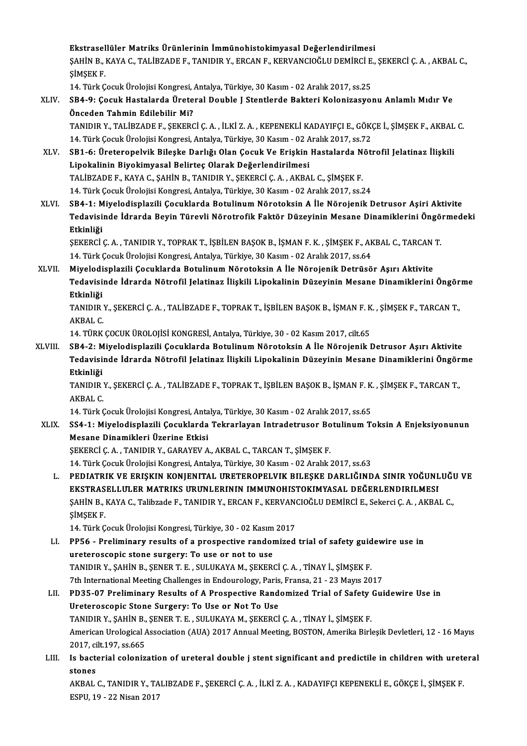**Ekstrasellüler Matriks Ürünlerinin İmmünohistokimyasal Değerlendirilmesi**
ŞAHİN B., KAYA C., TALİBZADE F., TANIDIR Y., ERCAN F., KERVANCIOĞLU DEMİRCİ E., ŞEKERCİ Ç. A. , AKBAL C., ŞİMŞEK F.
14. Türk Çocuk Ürolojisi Kongresi, Antalya, Türkiye, 30 Kasım - 02 Aralık 2017, ss.25

XLIV. **SB4-9: Çocuk Hastalarda Üreteral Double J Stentlerde Bakteri Kolonizasyonu Anlamlı Mıdır Ve Önceden Tahmin Edilebilir Mi?**
TANIDIR Y., TALİBZADE F., ŞEKERCİ Ç. A. , İLKİ Z. A. , KEPENEKLİ KADAYIFÇI E., GÖKÇE İ., ŞİMŞEK F., AKBAL C.
14. Türk Çocuk Ürolojisi Kongresi, Antalya, Türkiye, 30 Kasım - 02 Aralık 2017, ss.72

XLV. **SB1-6: Üreteropelvik Bileşke Darlığı Olan Çocuk Ve Erişkin Hastalarda Nötrofil Jelatinaz İlişkili Lipokalinin Biyokimyasal Belirteç Olarak Değerlendirilmesi**
TALİBZADE F., KAYA C., ŞAHİN B., TANIDIR Y., ŞEKERCİ Ç. A. , AKBAL C., ŞİMŞEK F.
14. Türk Çocuk Ürolojisi Kongresi, Antalya, Türkiye, 30 Kasım - 02 Aralık 2017, ss.24

XLVI. **SB4-1: Miyelodisplazili Çocuklarda Botulinum Nörotoksin A İle Nörojenik Detrusor Aşiri Aktivite Tedavisinde İdrarda Beyin Türevli Nörotrofik Faktör Düzeyinin Mesane Dinamiklerini Öngörmedeki Etkinliği**
ŞEKERCİ Ç. A. , TANIDIR Y., TOPRAK T., İŞBİLEN BAŞOK B., İŞMAN F. K. , ŞİMŞEK F., AKBAL C., TARCAN T.
14. Türk Çocuk Ürolojisi Kongresi, Antalya, Türkiye, 30 Kasım - 02 Aralık 2017, ss.64

XLVII. **Miyelodisplazili Çocuklarda Botulinum Nörotoksin A İle Nörojenik Detrüsör Aşırı Aktivite Tedavisinde İdrarda Nötrofil Jelatinaz İlişkili Lipokalinin Düzeyinin Mesane Dinamiklerini Öngörme Etkinliği**
TANIDIR Y., ŞEKERCİ Ç. A. , TALİBZADE F., TOPRAK T., İŞBİLEN BAŞOK B., İŞMAN F. K. , ŞİMŞEK F., TARCAN T., AKBAL C.
14. TÜRK ÇOCUK ÜROLOJİSİ KONGRESİ, Antalya, Türkiye, 30 - 02 Kasım 2017, cilt.65

XLVIII. **SB4-2: Miyelodisplazili Çocuklarda Botulinum Nörotoksin A İle Nörojenik Detrusor Aşırı Aktivite Tedavisinde İdrarda Nötrofil Jelatinaz İlişkili Lipokalinin Düzeyinin Mesane Dinamiklerini Öngörme Etkinliği**
TANIDIR Y., ŞEKERCİ Ç. A. , TALİBZADE F., TOPRAK T., İŞBİLEN BAŞOK B., İŞMAN F. K. , ŞİMŞEK F., TARCAN T., AKBAL C.
14. Türk Çocuk Ürolojisi Kongresi, Antalya, Türkiye, 30 Kasım - 02 Aralık 2017, ss.65

XLIX. **SS4-1: Miyelodisplazili Çocuklarda Tekrarlayan Intradetrusor Botulinum Toksin A Enjeksiyonunun Mesane Dinamikleri Üzerine Etkisi**
ŞEKERCİ Ç. A. , TANIDIR Y., GARAYEV A., AKBAL C., TARCAN T., ŞİMŞEK F.
14. Türk Çocuk Ürolojisi Kongresi, Antalya, Türkiye, 30 Kasım - 02 Aralık 2017, ss.63

L. **PEDIATRIK VE ERIŞKIN KONJENITAL URETEROPELVIK BILEŞKE DARLIĞINDA SINIR YOĞUNLUĞU VE EKSTRASELLULER MATRIKS URUNLERININ IMMUNOHISTOKIMYASAL DEĞERLENDIRILMESI**
ŞAHİN B., KAYA C., Talibzade F., TANIDIR Y., ERCAN F., KERVANCIOĞLU DEMİRCİ E., Sekerci Ç. A. , AKBAL C., ŞİMŞEK F.
14. Türk Çocuk Ürolojisi Kongresi, Türkiye, 30 - 02 Kasım 2017

LI. **PP56 - Preliminary results of a prospective randomized trial of safety guidewire use in ureteroscopic stone surgery: To use or not to use**
TANIDIR Y., ŞAHİN B., ŞENER T. E. , SULUKAYA M., ŞEKERCİ Ç. A. , TİNAY İ., ŞİMŞEK F.
7th International Meeting Challenges in Endourology, Paris, Fransa, 21 - 23 Mayıs 2017

LII. **PD35-07 Preliminary Results of A Prospective Randomized Trial of Safety Guidewire Use in Ureteroscopic Stone Surgery: To Use or Not To Use**
TANIDIR Y., ŞAHİN B., ŞENER T. E. , SULUKAYA M., ŞEKERCİ Ç. A. , TİNAY İ., ŞİMŞEK F.
American Urological Association (AUA) 2017 Annual Meeting, BOSTON, Amerika Birleşik Devletleri, 12 - 16 Mayıs 2017, cilt.197, ss.665

LIII. **Is bacterial colonization of ureteral double j stent significant and predictile in children with ureteral stones**
AKBAL C., TANIDIR Y., TALIBZADE F., ŞEKERCİ Ç. A. , İLKİ Z. A. , KADAYIFÇI KEPENEKLİ E., GÖKÇE İ., ŞİMŞEK F.
ESPU, 19 - 22 Nisan 2017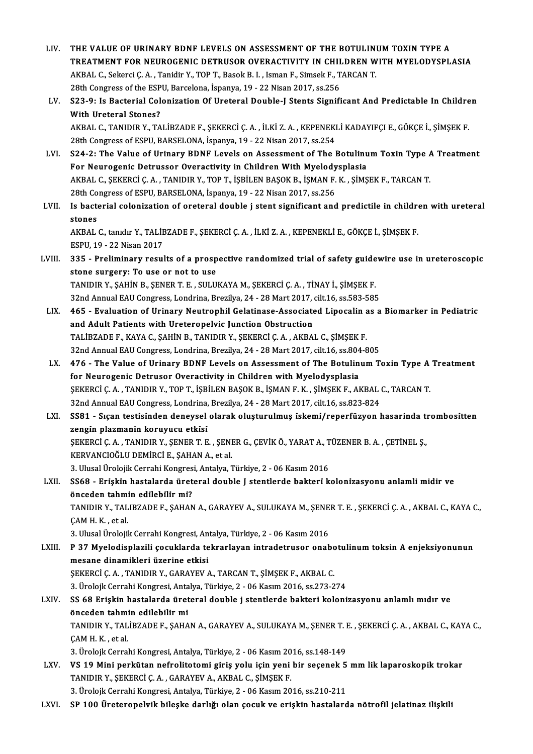LIV. **THE VALUE OF URINARY BDNF LEVELS ON ASSESSMENT OF THE BOTULINUM TOXIN TYPE A TREATMENT FOR NEUROGENIC DETRUSOR OVERACTIVITY IN CHILDREN WITH MYELODYSPLASIA**
AKBAL C., Sekerci Ç. A. , Tanidir Y., TOP T., Basok B. I. , Isman F., Simsek F., TARCAN T.
28th Congress of the ESPU, Barcelona, İspanya, 19 - 22 Nisan 2017, ss.256

LV. **S23-9: Is Bacterial Colonization Of Ureteral Double-J Stents Significant And Predictable In Children With Ureteral Stones?**
AKBAL C., TANIDIR Y., TALİBZADE F., ŞEKERCİ Ç. A. , İLKİ Z. A. , KEPENEKLİ KADAYIFÇI E., GÖKÇE İ., ŞİMŞEK F.
28th Congress of ESPU, BARSELONA, İspanya, 19 - 22 Nisan 2017, ss.254

LVI. **S24-2: The Value of Urinary BDNF Levels on Assessment of The Botulinum Toxin Type A Treatment For Neurogenic Detrussor Overactivity in Children With Myelodysplasia**
AKBAL C., ŞEKERCİ Ç. A. , TANIDIR Y., TOP T., İŞBİLEN BAŞOK B., İŞMAN F. K. , ŞİMŞEK F., TARCAN T.
28th Congress of ESPU, BARSELONA, İspanya, 19 - 22 Nisan 2017, ss.256

LVII. **Is bacterial colonization of oreteral double j stent significant and predictile in children with ureteral stones**
AKBAL C., tanıdır Y., TALİBZADE F., ŞEKERCİ Ç. A. , İLKİ Z. A. , KEPENEKLİ E., GÖKÇE İ., ŞİMŞEK F.
ESPU, 19 - 22 Nisan 2017

LVIII. **335 - Preliminary results of a prospective randomized trial of safety guidewire use in ureteroscopic stone surgery: To use or not to use**
TANIDIR Y., ŞAHİN B., ŞENER T. E. , SULUKAYA M., ŞEKERCİ Ç. A. , TİNAY İ., ŞİMŞEK F.
32nd Annual EAU Congress, Londrina, Brezilya, 24 - 28 Mart 2017, cilt.16, ss.583-585

LIX. **465 - Evaluation of Urinary Neutrophil Gelatinase-Associated Lipocalin as a Biomarker in Pediatric and Adult Patients with Ureteropelvic Junction Obstruction**
TALİBZADE F., KAYA C., ŞAHİN B., TANIDIR Y., ŞEKERCİ Ç. A. , AKBAL C., ŞİMŞEK F.
32nd Annual EAU Congress, Londrina, Brezilya, 24 - 28 Mart 2017, cilt.16, ss.804-805

LX. **476 - The Value of Urinary BDNF Levels on Assessment of The Botulinum Toxin Type A Treatment for Neurogenic Detrusor Overactivity in Children with Myelodysplasia**
ŞEKERCİ Ç. A. , TANIDIR Y., TOP T., İŞBİLEN BAŞOK B., İŞMAN F. K. , ŞİMŞEK F., AKBAL C., TARCAN T.
32nd Annual EAU Congress, Londrina, Brezilya, 24 - 28 Mart 2017, cilt.16, ss.823-824

LXI. **SS81 - Sıçan testisinden deneysel olarak oluşturulmuş iskemi/reperfüzyon hasarinda trombositten zengin plazmanin koruyucu etkisi**
ŞEKERCİ Ç. A. , TANIDIR Y., ŞENER T. E. , ŞENER G., ÇEVİK Ö., YARAT A., TÜZENER B. A. , ÇETİNEL Ş., KERVANCIOĞLU DEMİRCİ E., ŞAHAN A., et al.
3. Ulusal Ürolojik Cerrahi Kongresi, Antalya, Türkiye, 2 - 06 Kasım 2016

LXII. **SS68 - Erişkin hastalarda üreteral double J stentlerde bakteri kolonizasyonu anlamli midir ve önceden tahmin edilebilir mi?**
TANIDIR Y., TALIBZADE F., ŞAHAN A., GARAYEV A., SULUKAYA M., ŞENER T. E. , ŞEKERCİ Ç. A. , AKBAL C., KAYA C., ÇAM H. K. , et al.
3. Ulusal Ürolojik Cerrahi Kongresi, Antalya, Türkiye, 2 - 06 Kasım 2016

LXIII. **P 37 Myelodisplazili çocuklarda tekrarlayan intradetrusor onabotulinum toksin A enjeksiyonunun mesane dinamikleri üzerine etkisi**
ŞEKERCİ Ç. A. , TANIDIR Y., GARAYEV A., TARCAN T., ŞİMŞEK F., AKBAL C.
3. Ürolojk Cerrahi Kongresi, Antalya, Türkiye, 2 - 06 Kasım 2016, ss.273-274

LXIV. **SS 68 Erişkin hastalarda üreteral double j stentlerde bakteri kolonizasyonu anlamlı mıdır ve önceden tahmin edilebilir mi**
TANIDIR Y., TALİBZADE F., ŞAHAN A., GARAYEV A., SULUKAYA M., ŞENER T. E. , ŞEKERCİ Ç. A. , AKBAL C., KAYA C., ÇAM H. K. , et al.
3. Ürolojk Cerrahi Kongresi, Antalya, Türkiye, 2 - 06 Kasım 2016, ss.148-149

LXV. **VS 19 Mini perkütan nefrolitotomi giriş yolu için yeni bir seçenek 5 mm lik laparoskopik trokar**
TANIDIR Y., ŞEKERCİ Ç. A. , GARAYEV A., AKBAL C., ŞİMŞEK F.
3. Ürolojk Cerrahi Kongresi, Antalya, Türkiye, 2 - 06 Kasım 2016, ss.210-211

LXVI. **SP 100 Üreteropelvik bileşke darlığı olan çocuk ve erişkin hastalarda nötrofil jelatinaz ilişkili**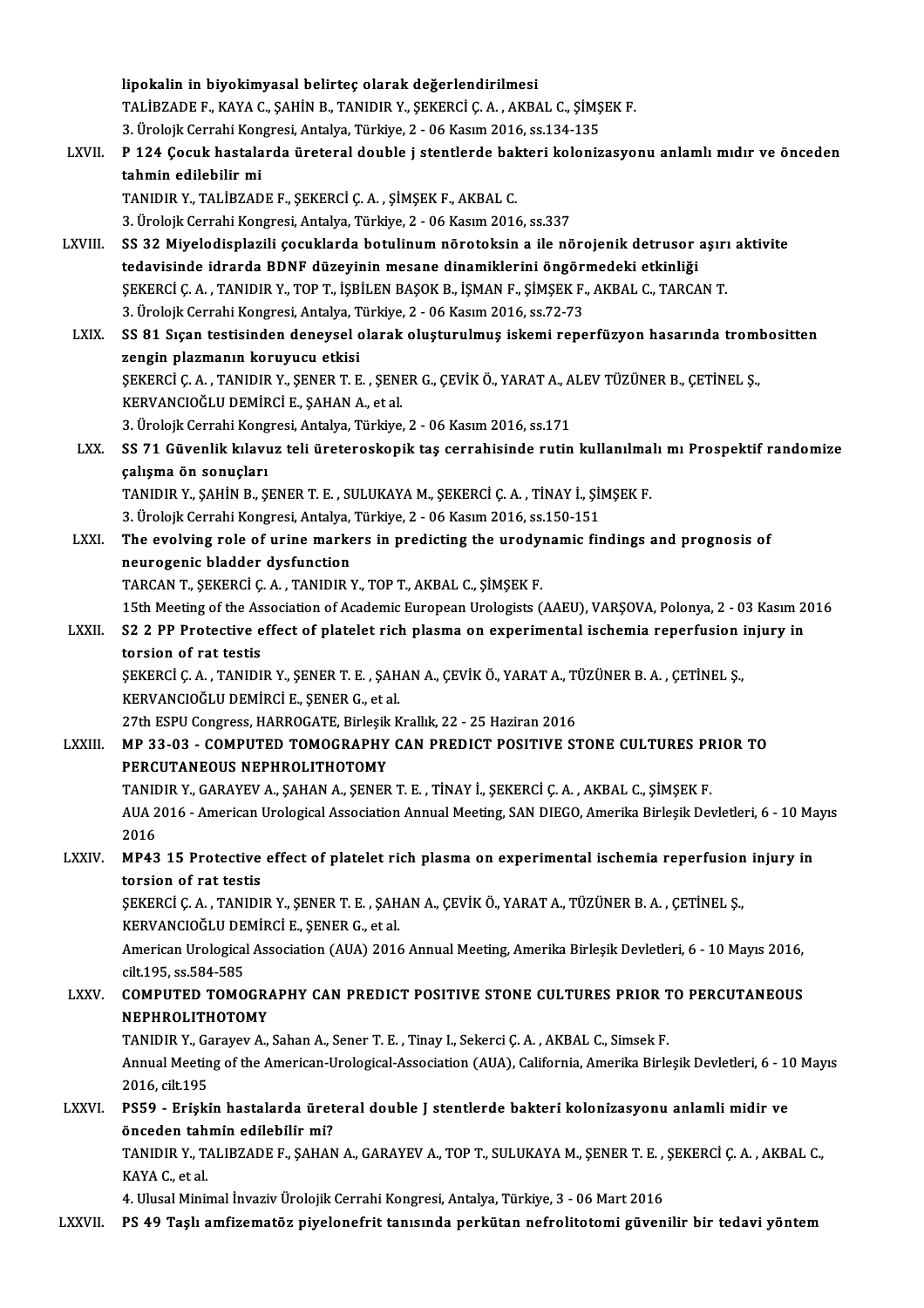lipokalin in biyokimyasal belirteç olarak değerlendirilmesi
TALİBZADE F., KAYA C., ŞAHİN B., TANIDIR Y., ŞEKERCİ Ç. A. , AKBAL C., ŞİMŞEK F.
3. Ürolojk Cerrahi Kongresi, Antalya, Türkiye, 2 - 06 Kasım 2016, ss.134-135

LXVII. **P 124 Çocuk hastalarda üreteral double j stentlerde bakteri kolonizasyonu anlamlı mıdır ve önceden tahmin edilebilir mi**
TANIDIR Y., TALİBZADE F., ŞEKERCİ Ç. A. , ŞİMŞEK F., AKBAL C.
3. Ürolojk Cerrahi Kongresi, Antalya, Türkiye, 2 - 06 Kasım 2016, ss.337

LXVIII. **SS 32 Miyelodisplazili çocuklarda botulinum nörotoksin a ile nörojenik detrusor aşırı aktivite tedavisinde idrarda BDNF düzeyinin mesane dinamiklerini öngörmedeki etkinliği**
ŞEKERCİ Ç. A. , TANIDIR Y., TOP T., İŞBİLEN BAŞOK B., İŞMAN F., ŞİMŞEK F., AKBAL C., TARCAN T.
3. Ürolojk Cerrahi Kongresi, Antalya, Türkiye, 2 - 06 Kasım 2016, ss.72-73

LXIX. **SS 81 Sıçan testisinden deneysel olarak oluşturulmuş iskemi reperfüzyon hasarında trombositten zengin plazmanın koruyucu etkisi**
ŞEKERCİ Ç. A. , TANIDIR Y., ŞENER T. E. , ŞENER G., ÇEVİK Ö., YARAT A., ALEV TÜZÜNER B., ÇETİNEL Ş., KERVANCIOĞLU DEMİRCİ E., ŞAHAN A., et al.
3. Ürolojk Cerrahi Kongresi, Antalya, Türkiye, 2 - 06 Kasım 2016, ss.171

LXX. **SS 71 Güvenlik kılavuz teli üreteroskopik taş cerrahisinde rutin kullanılmalı mı Prospektif randomize çalışma ön sonuçları**
TANIDIR Y., ŞAHİN B., ŞENER T. E. , SULUKAYA M., ŞEKERCİ Ç. A. , TİNAY İ., ŞİMŞEK F.
3. Ürolojk Cerrahi Kongresi, Antalya, Türkiye, 2 - 06 Kasım 2016, ss.150-151

LXXI. **The evolving role of urine markers in predicting the urodynamic findings and prognosis of neurogenic bladder dysfunction**
TARCAN T., ŞEKERCİ Ç. A. , TANIDIR Y., TOP T., AKBAL C., ŞİMŞEK F.
15th Meeting of the Association of Academic European Urologists (AAEU), VARŞOVA, Polonya, 2 - 03 Kasım 2016

LXXII. **S2 2 PP Protective effect of platelet rich plasma on experimental ischemia reperfusion injury in torsion of rat testis**
ŞEKERCİ Ç. A. , TANIDIR Y., ŞENER T. E. , ŞAHAN A., ÇEVİK Ö., YARAT A., TÜZÜNER B. A. , ÇETİNEL Ş., KERVANCIOĞLU DEMİRCİ E., ŞENER G., et al.
27th ESPU Congress, HARROGATE, Birleşik Krallık, 22 - 25 Haziran 2016

LXXIII. **MP 33-03 - COMPUTED TOMOGRAPHY CAN PREDICT POSITIVE STONE CULTURES PRIOR TO PERCUTANEOUS NEPHROLITHOTOMY**
TANIDIR Y., GARAYEV A., ŞAHAN A., ŞENER T. E. , TİNAY İ., ŞEKERCİ Ç. A. , AKBAL C., ŞİMŞEK F.
AUA 2016 - American Urological Association Annual Meeting, SAN DIEGO, Amerika Birleşik Devletleri, 6 - 10 Mayıs 2016

LXXIV. **MP43 15 Protective effect of platelet rich plasma on experimental ischemia reperfusion injury in torsion of rat testis**
ŞEKERCİ Ç. A. , TANIDIR Y., ŞENER T. E. , ŞAHAN A., ÇEVİK Ö., YARAT A., TÜZÜNER B. A. , ÇETİNEL Ş., KERVANCIOĞLU DEMİRCİ E., ŞENER G., et al.
American Urological Association (AUA) 2016 Annual Meeting, Amerika Birleşik Devletleri, 6 - 10 Mayıs 2016, cilt.195, ss.584-585

LXXV. **COMPUTED TOMOGRAPHY CAN PREDICT POSITIVE STONE CULTURES PRIOR TO PERCUTANEOUS NEPHROLITHOTOMY**
TANIDIR Y., Garayev A., Sahan A., Sener T. E. , Tinay I., Sekerci Ç. A. , AKBAL C., Simsek F.
Annual Meeting of the American-Urological-Association (AUA), California, Amerika Birleşik Devletleri, 6 - 10 Mayıs 2016, cilt.195

LXXVI. **PS59 - Erişkin hastalarda üreteral double J stentlerde bakteri kolonizasyonu anlamli midir ve önceden tahmin edilebilir mi?**
TANIDIR Y., TALIBZADE F., ŞAHAN A., GARAYEV A., TOP T., SULUKAYA M., ŞENER T. E. , ŞEKERCİ Ç. A. , AKBAL C., KAYA C., et al.
4. Ulusal Minimal İnvaziv Ürolojik Cerrahi Kongresi, Antalya, Türkiye, 3 - 06 Mart 2016

LXXVII. **PS 49 Taşlı amfizematöz piyelonefrit tanısında perkütan nefrolitotomi güvenilir bir tedavi yöntem**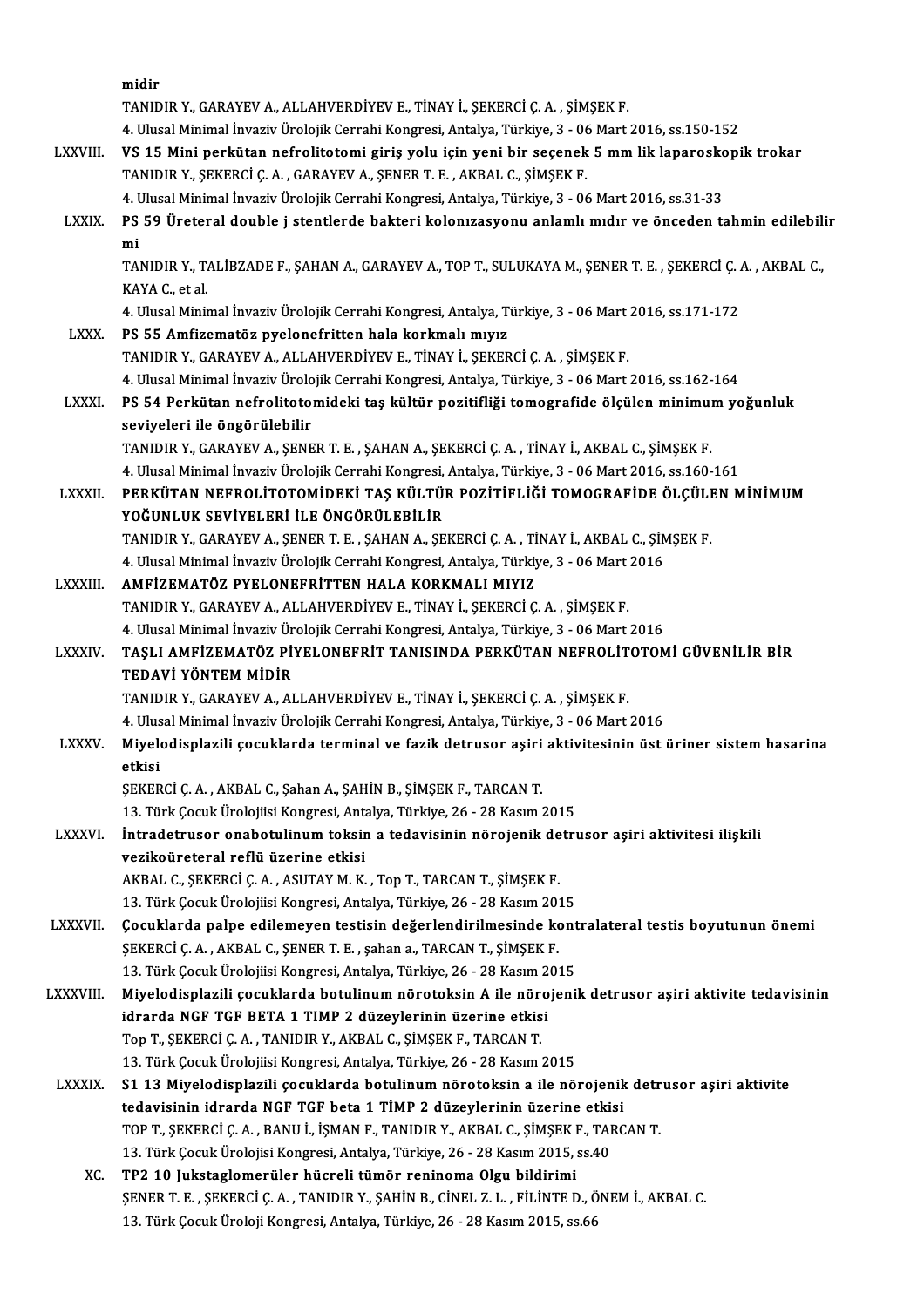midir
TANIDIR Y., GARAYEV A., ALLAHVERDİYEV E., TİNAY İ., ŞEKERCİ Ç. A. , ŞİMŞEK F.
4. Ulusal Minimal İnvaziv Ürolojik Cerrahi Kongresi, Antalya, Türkiye, 3 - 06 Mart 2016, ss.150-152

LXXVIII. **VS 15 Mini perkütan nefrolitotomi giriş yolu için yeni bir seçenek 5 mm lik laparoskopik trokar**
TANIDIR Y., ŞEKERCİ Ç. A. , GARAYEV A., ŞENER T. E. , AKBAL C., ŞİMŞEK F.
4. Ulusal Minimal İnvaziv Ürolojik Cerrahi Kongresi, Antalya, Türkiye, 3 - 06 Mart 2016, ss.31-33

LXXIX. **PS 59 Üreteral double j stentlerde bakteri kolonızasyonu anlamlı mıdır ve önceden tahmin edilebilir mi**
TANIDIR Y., TALİBZADE F., ŞAHAN A., GARAYEV A., TOP T., SULUKAYA M., ŞENER T. E. , ŞEKERCİ Ç. A. , AKBAL C., KAYA C., et al.
4. Ulusal Minimal İnvaziv Ürolojik Cerrahi Kongresi, Antalya, Türkiye, 3 - 06 Mart 2016, ss.171-172

LXXX. **PS 55 Amfizematöz pyelonefritten hala korkmalı mıyız**
TANIDIR Y., GARAYEV A., ALLAHVERDİYEV E., TİNAY İ., ŞEKERCİ Ç. A. , ŞİMŞEK F.
4. Ulusal Minimal İnvaziv Ürolojik Cerrahi Kongresi, Antalya, Türkiye, 3 - 06 Mart 2016, ss.162-164

LXXXI. **PS 54 Perkütan nefrolitotomideki taş kültür pozitifliği tomografide ölçülen minimum yoğunluk seviyeleri ile öngörülebilir**
TANIDIR Y., GARAYEV A., ŞENER T. E. , ŞAHAN A., ŞEKERCİ Ç. A. , TİNAY İ., AKBAL C., ŞİMŞEK F.
4. Ulusal Minimal İnvaziv Ürolojik Cerrahi Kongresi, Antalya, Türkiye, 3 - 06 Mart 2016, ss.160-161

LXXXII. **PERKÜTAN NEFROLİTOTOMİDEKİ TAŞ KÜLTÜR POZİTİFLİĞİ TOMOGRAFİDE ÖLÇÜLEN MİNİMUM YOĞUNLUK SEVİYELERİ İLE ÖNGÖRÜLEBİLİR**
TANIDIR Y., GARAYEV A., ŞENER T. E. , ŞAHAN A., ŞEKERCİ Ç. A. , TİNAY İ., AKBAL C., ŞİMŞEK F.
4. Ulusal Minimal İnvaziv Ürolojik Cerrahi Kongresi, Antalya, Türkiye, 3 - 06 Mart 2016

LXXXIII. **AMFİZEMATÖZ PYELONEFRİTTEN HALA KORKMALI MIYIZ**
TANIDIR Y., GARAYEV A., ALLAHVERDİYEV E., TİNAY İ., ŞEKERCİ Ç. A. , ŞİMŞEK F.
4. Ulusal Minimal İnvaziv Ürolojik Cerrahi Kongresi, Antalya, Türkiye, 3 - 06 Mart 2016

LXXXIV. **TAŞLI AMFİZEMATÖZ PİYELONEFRİT TANISINDA PERKÜTAN NEFROLİTOTOMİ GÜVENİLİR BİR TEDAVİ YÖNTEM MİDİR**
TANIDIR Y., GARAYEV A., ALLAHVERDİYEV E., TİNAY İ., ŞEKERCİ Ç. A. , ŞİMŞEK F.
4. Ulusal Minimal İnvaziv Ürolojik Cerrahi Kongresi, Antalya, Türkiye, 3 - 06 Mart 2016

LXXXV. **Miyelodisplazili çocuklarda terminal ve fazik detrusor aşiri aktivitesinin üst üriner sistem hasarina etkisi**
ŞEKERCİ Ç. A. , AKBAL C., Şahan A., ŞAHİN B., ŞİMŞEK F., TARCAN T.
13. Türk Çocuk Ürolojiisi Kongresi, Antalya, Türkiye, 26 - 28 Kasım 2015

LXXXVI. **İntradetrusor onabotulinum toksin a tedavisinin nörojenik detrusor aşiri aktivitesi ilişkili vezikoüreteral reflü üzerine etkisi**
AKBAL C., ŞEKERCİ Ç. A. , ASUTAY M. K. , Top T., TARCAN T., ŞİMŞEK F.
13. Türk Çocuk Ürolojiisi Kongresi, Antalya, Türkiye, 26 - 28 Kasım 2015

LXXXVII. **Çocuklarda palpe edilemeyen testisin değerlendirilmesinde kontralateral testis boyutunun önemi**
ŞEKERCİ Ç. A. , AKBAL C., ŞENER T. E. , şahan a., TARCAN T., ŞİMŞEK F.
13. Türk Çocuk Ürolojiisi Kongresi, Antalya, Türkiye, 26 - 28 Kasım 2015

LXXXVIII. **Miyelodisplazili çocuklarda botulinum nörotoksin A ile nörojenik detrusor aşiri aktivite tedavisinin idrarda NGF TGF BETA 1 TIMP 2 düzeylerinin üzerine etkisi**
Top T., ŞEKERCİ Ç. A. , TANIDIR Y., AKBAL C., ŞİMŞEK F., TARCAN T.
13. Türk Çocuk Ürolojiisi Kongresi, Antalya, Türkiye, 26 - 28 Kasım 2015

LXXXIX. **S1 13 Miyelodisplazili çocuklarda botulinum nörotoksin a ile nörojenik detrusor aşiri aktivite tedavisinin idrarda NGF TGF beta 1 TİMP 2 düzeylerinin üzerine etkisi**
TOP T., ŞEKERCİ Ç. A. , BANU İ., İŞMAN F., TANIDIR Y., AKBAL C., ŞİMŞEK F., TARCAN T.
13. Türk Çocuk Ürolojisi Kongresi, Antalya, Türkiye, 26 - 28 Kasım 2015, ss.40

XC. **TP2 10 Jukstaglomerüler hücreli tümör reninoma Olgu bildirimi**
ŞENER T. E. , ŞEKERCİ Ç. A. , TANIDIR Y., ŞAHİN B., CİNEL Z. L. , FİLİNTE D., ÖNEM İ., AKBAL C.
13. Türk Çocuk Üroloji Kongresi, Antalya, Türkiye, 26 - 28 Kasım 2015, ss.66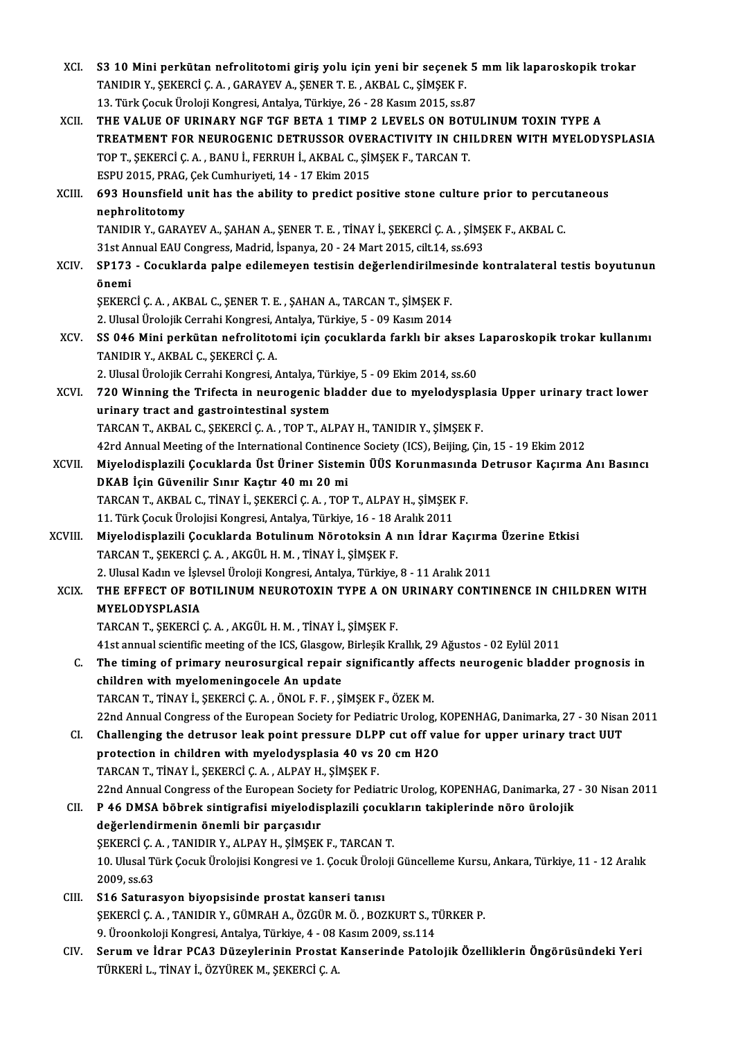XCI. **S3 10 Mini perkütan nefrolitotomi giriş yolu için yeni bir seçenek 5 mm lik laparoskopik trokar**
TANIDIR Y., ŞEKERCİ Ç. A. , GARAYEV A., ŞENER T. E. , AKBAL C., ŞİMŞEK F.
13. Türk Çocuk Üroloji Kongresi, Antalya, Türkiye, 26 - 28 Kasım 2015, ss.87

XCII. **THE VALUE OF URINARY NGF TGF BETA 1 TIMP 2 LEVELS ON BOTULINUM TOXIN TYPE A TREATMENT FOR NEUROGENIC DETRUSSOR OVERACTIVITY IN CHILDREN WITH MYELODYSPLASIA**
TOP T., ŞEKERCİ Ç. A. , BANU İ., FERRUH İ., AKBAL C., ŞİMŞEK F., TARCAN T.
ESPU 2015, PRAG, Çek Cumhuriyeti, 14 - 17 Ekim 2015

XCIII. **693 Hounsfield unit has the ability to predict positive stone culture prior to percutaneous nephrolitotomy**
TANIDIR Y., GARAYEV A., ŞAHAN A., ŞENER T. E. , TİNAY İ., ŞEKERCİ Ç. A. , ŞİMŞEK F., AKBAL C.
31st Annual EAU Congress, Madrid, İspanya, 20 - 24 Mart 2015, cilt.14, ss.693

XCIV. **SP173 - Cocuklarda palpe edilemeyen testisin değerlendirilmesinde kontralateral testis boyutunun önemi**
ŞEKERCİ Ç. A. , AKBAL C., ŞENER T. E. , ŞAHAN A., TARCAN T., ŞİMŞEK F.
2. Ulusal Ürolojik Cerrahi Kongresi, Antalya, Türkiye, 5 - 09 Kasım 2014

XCV. **SS 046 Mini perkütan nefrolitotomi için çocuklarda farklı bir akses Laparoskopik trokar kullanımı**
TANIDIR Y., AKBAL C., ŞEKERCİ Ç. A.
2. Ulusal Ürolojik Cerrahi Kongresi, Antalya, Türkiye, 5 - 09 Ekim 2014, ss.60

XCVI. **720 Winning the Trifecta in neurogenic bladder due to myelodysplasia Upper urinary tract lower urinary tract and gastrointestinal system**
TARCAN T., AKBAL C., ŞEKERCİ Ç. A. , TOP T., ALPAY H., TANIDIR Y., ŞİMŞEK F.
42rd Annual Meeting of the International Continence Society (ICS), Beijing, Çin, 15 - 19 Ekim 2012

XCVII. **Miyelodisplazili Çocuklarda Üst Üriner Sistemin ÜÜS Korunmasında Detrusor Kaçırma Anı Basıncı DKAB İçin Güvenilir Sınır Kaçtır 40 mı 20 mi**
TARCAN T., AKBAL C., TİNAY İ., ŞEKERCİ Ç. A. , TOP T., ALPAY H., ŞİMŞEK F.
11. Türk Çocuk Ürolojisi Kongresi, Antalya, Türkiye, 16 - 18 Aralık 2011

XCVIII. **Miyelodisplazili Çocuklarda Botulinum Nörotoksin A nın İdrar Kaçırma Üzerine Etkisi**
TARCAN T., ŞEKERCİ Ç. A. , AKGÜL H. M. , TİNAY İ., ŞİMŞEK F.
2. Ulusal Kadın ve İşlevsel Üroloji Kongresi, Antalya, Türkiye, 8 - 11 Aralık 2011

XCIX. **THE EFFECT OF BOTILINUM NEUROTOXIN TYPE A ON URINARY CONTINENCE IN CHILDREN WITH MYELODYSPLASIA**
TARCAN T., ŞEKERCİ Ç. A. , AKGÜL H. M. , TİNAY İ., ŞİMŞEK F.
41st annual scientific meeting of the ICS, Glasgow, Birleşik Krallık, 29 Ağustos - 02 Eylül 2011

C. **The timing of primary neurosurgical repair significantly affects neurogenic bladder prognosis in children with myelomeningocele An update**
TARCAN T., TİNAY İ., ŞEKERCİ Ç. A. , ÖNOL F. F. , ŞİMŞEK F., ÖZEK M.
22nd Annual Congress of the European Society for Pediatric Urolog, KOPENHAG, Danimarka, 27 - 30 Nisan 2011

CI. **Challenging the detrusor leak point pressure DLPP cut off value for upper urinary tract UUT protection in children with myelodysplasia 40 vs 20 cm H2O**
TARCAN T., TİNAY İ., ŞEKERCİ Ç. A. , ALPAY H., ŞİMŞEK F.
22nd Annual Congress of the European Society for Pediatric Urolog, KOPENHAG, Danimarka, 27 - 30 Nisan 2011

CII. **P 46 DMSA böbrek sintigrafisi miyelodisplazili çocukların takiplerinde nöro ürolojik değerlendirmenin önemli bir parçasıdır**
ŞEKERCİ Ç. A. , TANIDIR Y., ALPAY H., ŞİMŞEK F., TARCAN T.
10. Ulusal Türk Çocuk Ürolojisi Kongresi ve 1. Çocuk Üroloji Güncelleme Kursu, Ankara, Türkiye, 11 - 12 Aralık 2009, ss.63

CIII. **S16 Saturasyon biyopsisinde prostat kanseri tanısı**
ŞEKERCİ Ç. A. , TANIDIR Y., GÜMRAH A., ÖZGÜR M. Ö. , BOZKURT S., TÜRKER P.
9. Üroonkoloji Kongresi, Antalya, Türkiye, 4 - 08 Kasım 2009, ss.114

CIV. **Serum ve İdrar PCA3 Düzeylerinin Prostat Kanserinde Patolojik Özelliklerin Öngörüsündeki Yeri**
TÜRKERİ L., TİNAY İ., ÖZYÜREK M., ŞEKERCİ Ç. A.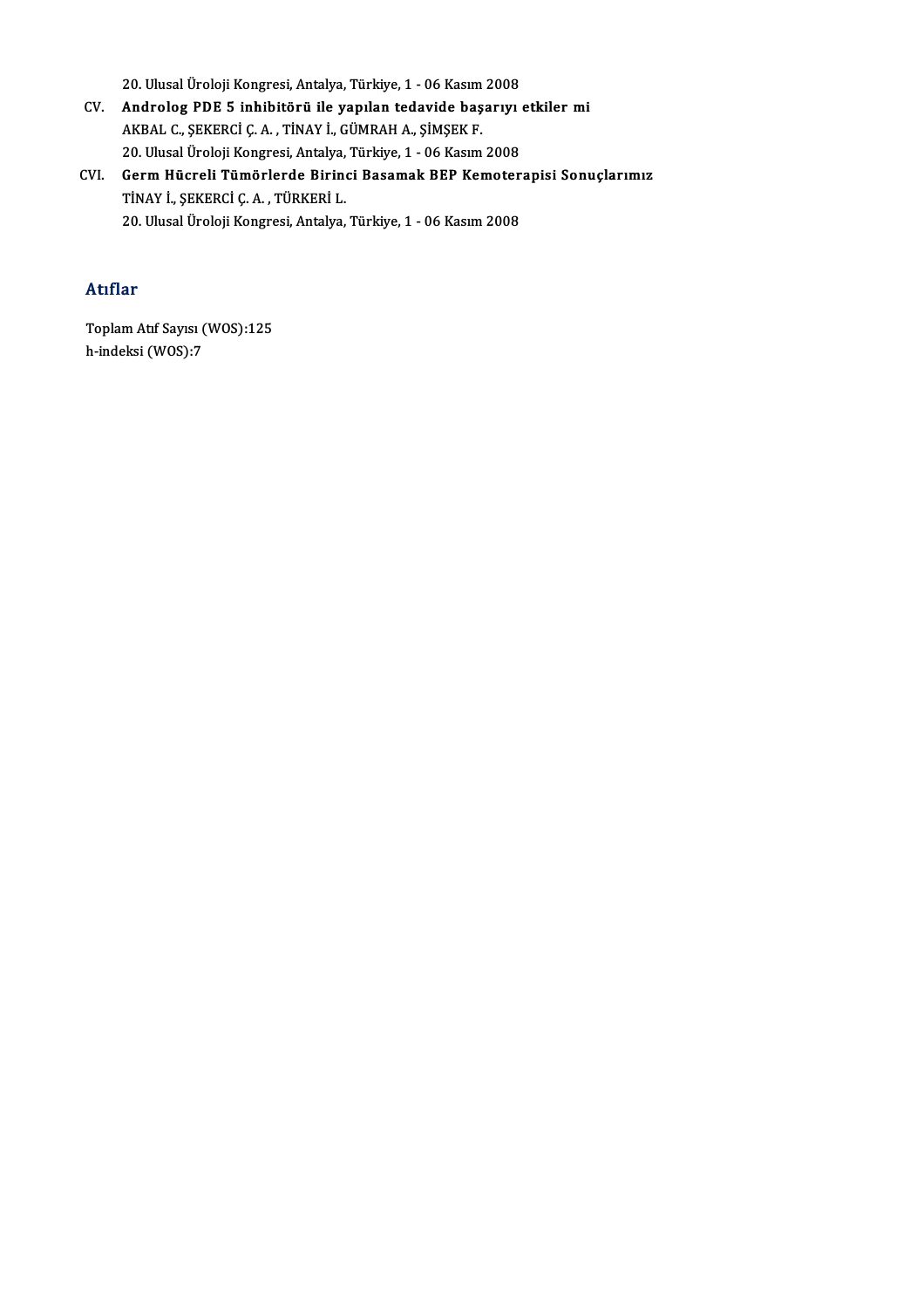20. Ulusal Üroloji Kongresi, Antalya, Türkiye, 1 - 06 Kasım 2008

CV. **Androlog PDE 5 inhibitörü ile yapılan tedavide başarıyı etkiler mi**
AKBAL C., ŞEKERCİ Ç. A. , TİNAY İ., GÜMRAH A., ŞİMŞEK F.
20. Ulusal Üroloji Kongresi, Antalya, Türkiye, 1 - 06 Kasım 2008

CVI. **Germ Hücreli Tümörlerde Birinci Basamak BEP Kemoterapisi Sonuçlarımız**
TİNAY İ., ŞEKERCİ Ç. A. , TÜRKERİ L.
20. Ulusal Üroloji Kongresi, Antalya, Türkiye, 1 - 06 Kasım 2008

## Atıflar

Toplam Atıf Sayısı (WOS):125
h-indeksi (WOS):7